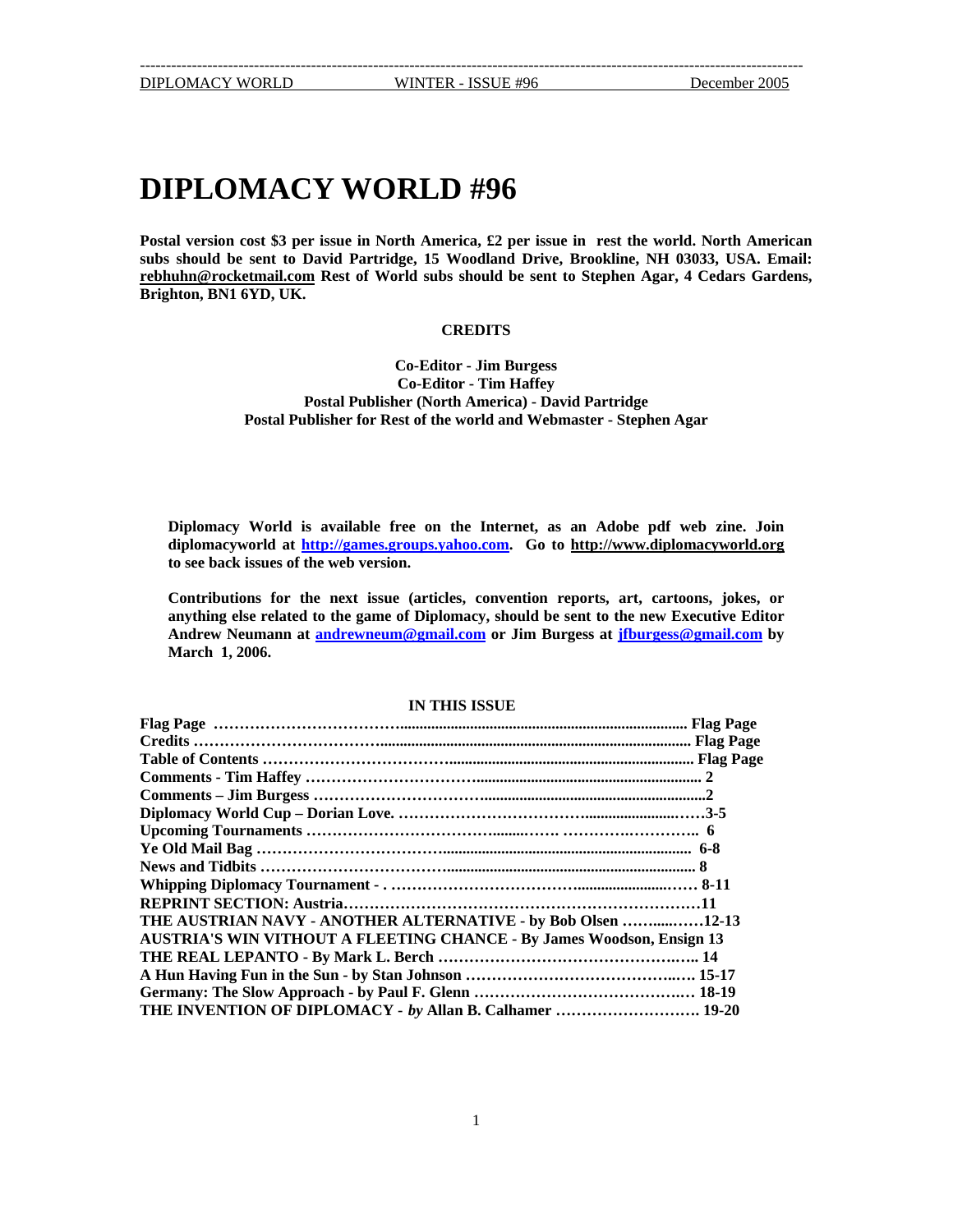# DIPLOMACY WORLD #96

**Postal version cost $3 per issue in North America, £2 per issue in rest the world. North American subs should be sent to David Partridge, 15 Woodland Drive, Brookline, NH 03033, USA. Email: rebhuhn@rocketmail.com Rest of World subs should be sent to Stephen Agar, 4 Cedars Gardens, Brighton, BN1 6YD, UK.**

**CREDITS**

**Co-Editor - Jim Burgess**
**Co-Editor - Tim Haffey**
**Postal Publisher (North America) - David Partridge**
**Postal Publisher for Rest of the world and Webmaster - Stephen Agar**

**Diplomacy World is available free on the Internet, as an Adobe pdf web zine. Join diplomacyworld at http://games.groups.yahoo.com. Go to http://www.diplomacyworld.org to see back issues of the web version.**

**Contributions for the next issue (articles, convention reports, art, cartoons, jokes, or anything else related to the game of Diplomacy, should be sent to the new Executive Editor Andrew Neumann at andrewneum@gmail.com or Jim Burgess at jfburgess@gmail.com by March 1, 2006.**

**IN THIS ISSUE**

| | |
|---|---|
| **Flag Page** | **Flag Page** |
| **Credits** | **Flag Page** |
| **Table of Contents** | **Flag Page** |
| **Comments - Tim Haffey** | **2** |
| **Comments – Jim Burgess** | **2** |
| **Diplomacy World Cup – Dorian Love.** | **3-5** |
| **Upcoming Tournaments** | **6** |
| **Ye Old Mail Bag** | **6-8** |
| **News and Tidbits** | **8** |
| **Whipping Diplomacy Tournament - .** | **8-11** |
| **REPRINT SECTION: Austria** | **11** |
| **THE AUSTRIAN NAVY - ANOTHER ALTERNATIVE - by Bob Olsen** | **12-13** |
| **AUSTRIA'S WIN VITHOUT A FLEETING CHANCE - By James Woodson, Ensign** | **13** |
| **THE REAL LEPANTO - By Mark L. Berch** | **14** |
| **A Hun Having Fun in the Sun - by Stan Johnson** | **15-17** |
| **Germany: The Slow Approach - by Paul F. Glenn** | **18-19** |
| **THE INVENTION OF DIPLOMACY -** ***by*** **Allan B. Calhamer** | **19-20** |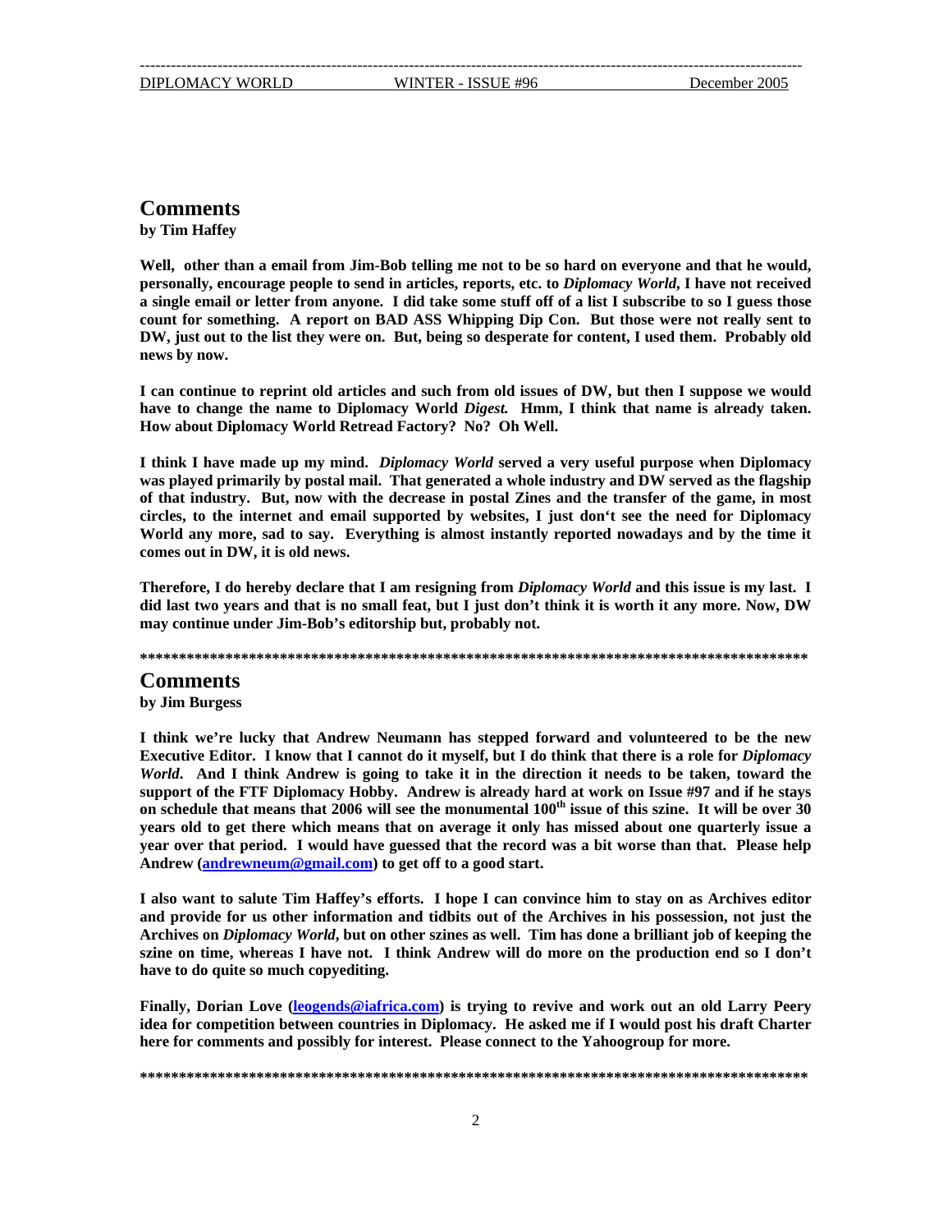## Comments

**by Tim Haffey**

**Well, other than a email from Jim-Bob telling me not to be so hard on everyone and that he would, personally, encourage people to send in articles, reports, etc. to *Diplomacy World*, I have not received a single email or letter from anyone. I did take some stuff off of a list I subscribe to so I guess those count for something. A report on BAD ASS Whipping Dip Con. But those were not really sent to DW, just out to the list they were on. But, being so desperate for content, I used them. Probably old news by now.**

**I can continue to reprint old articles and such from old issues of DW, but then I suppose we would have to change the name to Diplomacy World *Digest.* Hmm, I think that name is already taken. How about Diplomacy World Retread Factory? No? Oh Well.**

**I think I have made up my mind. *Diplomacy World* served a very useful purpose when Diplomacy was played primarily by postal mail. That generated a whole industry and DW served as the flagship of that industry. But, now with the decrease in postal Zines and the transfer of the game, in most circles, to the internet and email supported by websites, I just don't see the need for Diplomacy World any more, sad to say. Everything is almost instantly reported nowadays and by the time it comes out in DW, it is old news.**

**Therefore, I do hereby declare that I am resigning from *Diplomacy World* and this issue is my last. I did last two years and that is no small feat, but I just don't think it is worth it any more. Now, DW may continue under Jim-Bob's editorship but, probably not.**

**********************************************************************************************

## Comments

**by Jim Burgess**

**I think we're lucky that Andrew Neumann has stepped forward and volunteered to be the new Executive Editor. I know that I cannot do it myself, but I do think that there is a role for *Diplomacy World*. And I think Andrew is going to take it in the direction it needs to be taken, toward the support of the FTF Diplomacy Hobby. Andrew is already hard at work on Issue #97 and if he stays on schedule that means that 2006 will see the monumental 100th issue of this szine. It will be over 30 years old to get there which means that on average it only has missed about one quarterly issue a year over that period. I would have guessed that the record was a bit worse than that. Please help Andrew (andrewneum@gmail.com) to get off to a good start.**

**I also want to salute Tim Haffey's efforts. I hope I can convince him to stay on as Archives editor and provide for us other information and tidbits out of the Archives in his possession, not just the Archives on *Diplomacy World*, but on other szines as well. Tim has done a brilliant job of keeping the szine on time, whereas I have not. I think Andrew will do more on the production end so I don't have to do quite so much copyediting.**

**Finally, Dorian Love (leogends@iafrica.com) is trying to revive and work out an old Larry Peery idea for competition between countries in Diplomacy. He asked me if I would post his draft Charter here for comments and possibly for interest. Please connect to the Yahoogroup for more.**

**********************************************************************************************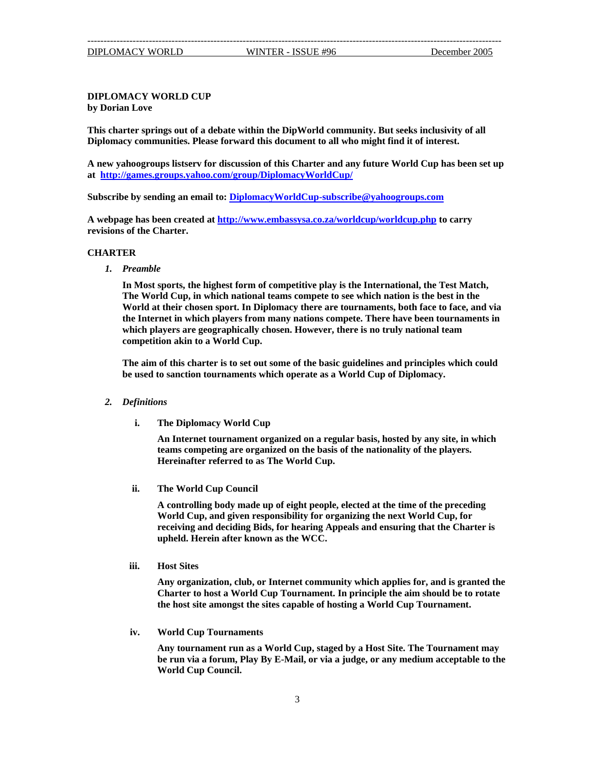## DIPLOMACY WORLD CUP
**by Dorian Love**

**This charter springs out of a debate within the DipWorld community. But seeks inclusivity of all Diplomacy communities. Please forward this document to all who might find it of interest.**

**A new yahoogroups listserv for discussion of this Charter and any future World Cup has been set up at http://games.groups.yahoo.com/group/DiplomacyWorldCup/**

**Subscribe by sending an email to: DiplomacyWorldCup-subscribe@yahoogroups.com**

**A webpage has been created at http://www.embassysa.co.za/worldcup/worldcup.php to carry revisions of the Charter.**

### CHARTER

1. ***Preamble***

   **In Most sports, the highest form of competitive play is the International, the Test Match, The World Cup, in which national teams compete to see which nation is the best in the World at their chosen sport. In Diplomacy there are tournaments, both face to face, and via the Internet in which players from many nations compete. There have been tournaments in which players are geographically chosen. However, there is no truly national team competition akin to a World Cup.**

   **The aim of this charter is to set out some of the basic guidelines and principles which could be used to sanction tournaments which operate as a World Cup of Diplomacy.**

2. ***Definitions***

   i. **The Diplomacy World Cup**

      **An Internet tournament organized on a regular basis, hosted by any site, in which teams competing are organized on the basis of the nationality of the players. Hereinafter referred to as The World Cup.**

   ii. **The World Cup Council**

      **A controlling body made up of eight people, elected at the time of the preceding World Cup, and given responsibility for organizing the next World Cup, for receiving and deciding Bids, for hearing Appeals and ensuring that the Charter is upheld. Herein after known as the WCC.**

   iii. **Host Sites**

      **Any organization, club, or Internet community which applies for, and is granted the Charter to host a World Cup Tournament. In principle the aim should be to rotate the host site amongst the sites capable of hosting a World Cup Tournament.**

   iv. **World Cup Tournaments**

      **Any tournament run as a World Cup, staged by a Host Site. The Tournament may be run via a forum, Play By E-Mail, or via a judge, or any medium acceptable to the World Cup Council.**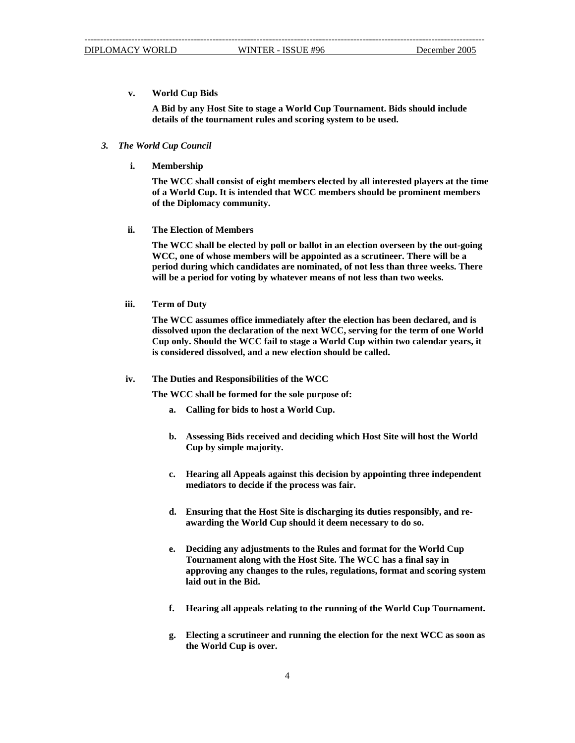**v. World Cup Bids**

**A Bid by any Host Site to stage a World Cup Tournament. Bids should include details of the tournament rules and scoring system to be used.**

### ***3. The World Cup Council***

**i. Membership**

**The WCC shall consist of eight members elected by all interested players at the time of a World Cup. It is intended that WCC members should be prominent members of the Diplomacy community.**

**ii. The Election of Members**

**The WCC shall be elected by poll or ballot in an election overseen by the out-going WCC, one of whose members will be appointed as a scrutineer. There will be a period during which candidates are nominated, of not less than three weeks. There will be a period for voting by whatever means of not less than two weeks.**

**iii. Term of Duty**

**The WCC assumes office immediately after the election has been declared, and is dissolved upon the declaration of the next WCC, serving for the term of one World Cup only. Should the WCC fail to stage a World Cup within two calendar years, it is considered dissolved, and a new election should be called.**

**iv. The Duties and Responsibilities of the WCC**

**The WCC shall be formed for the sole purpose of:**

**a. Calling for bids to host a World Cup.**

**b. Assessing Bids received and deciding which Host Site will host the World Cup by simple majority.**

**c. Hearing all Appeals against this decision by appointing three independent mediators to decide if the process was fair.**

**d. Ensuring that the Host Site is discharging its duties responsibly, and re-awarding the World Cup should it deem necessary to do so.**

**e. Deciding any adjustments to the Rules and format for the World Cup Tournament along with the Host Site. The WCC has a final say in approving any changes to the rules, regulations, format and scoring system laid out in the Bid.**

**f. Hearing all appeals relating to the running of the World Cup Tournament.**

**g. Electing a scrutineer and running the election for the next WCC as soon as the World Cup is over.**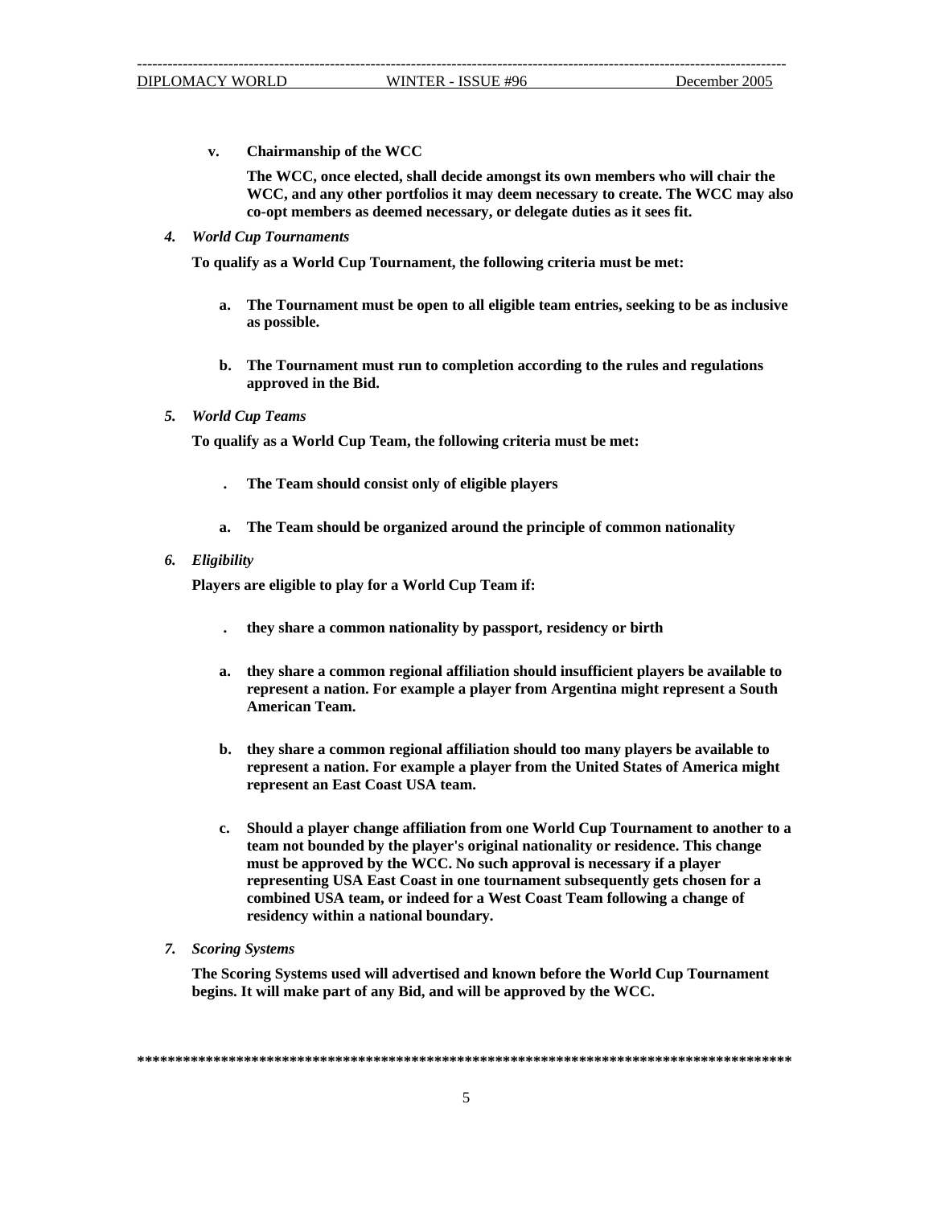**v. Chairmanship of the WCC**

**The WCC, once elected, shall decide amongst its own members who will chair the WCC, and any other portfolios it may deem necessary to create. The WCC may also co-opt members as deemed necessary, or delegate duties as it sees fit.**

***4. World Cup Tournaments***

**To qualify as a World Cup Tournament, the following criteria must be met:**

**a. The Tournament must be open to all eligible team entries, seeking to be as inclusive as possible.**

**b. The Tournament must run to completion according to the rules and regulations approved in the Bid.**

***5. World Cup Teams***

**To qualify as a World Cup Team, the following criteria must be met:**

**. The Team should consist only of eligible players**

**a. The Team should be organized around the principle of common nationality**

***6. Eligibility***

**Players are eligible to play for a World Cup Team if:**

**. they share a common nationality by passport, residency or birth**

**a. they share a common regional affiliation should insufficient players be available to represent a nation. For example a player from Argentina might represent a South American Team.**

**b. they share a common regional affiliation should too many players be available to represent a nation. For example a player from the United States of America might represent an East Coast USA team.**

**c. Should a player change affiliation from one World Cup Tournament to another to a team not bounded by the player's original nationality or residence. This change must be approved by the WCC. No such approval is necessary if a player representing USA East Coast in one tournament subsequently gets chosen for a combined USA team, or indeed for a West Coast Team following a change of residency within a national boundary.**

***7. Scoring Systems***

**The Scoring Systems used will advertised and known before the World Cup Tournament begins. It will make part of any Bid, and will be approved by the WCC.**

**************************************************************************************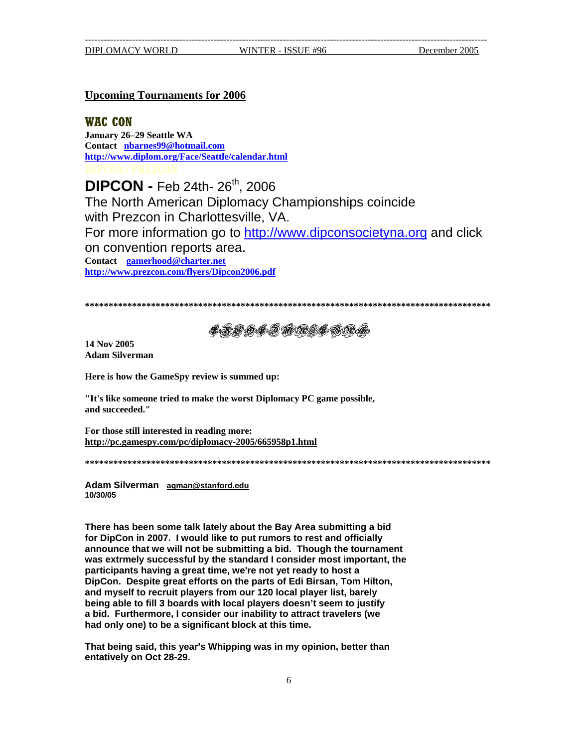## Upcoming Tournaments for 2006

### WAC CON

**January 26–29 Seattle WA**
**Contact [nbarnes99@hotmail.com](mailto:nbarnes99@hotmail.com)**
**[http://www.diplom.org/Face/Seattle/calendar.html](http://www.diplom.org/Face/Seattle/calendar.html)**

DIPCON/PREZCON

**DIPCON -** Feb 24th- 26th, 2006

The North American Diplomacy Championships coincide with Prezcon in Charlottesville, VA.

For more information go to [http://www.dipconsocietyna.org](http://www.dipconsocietyna.org) and click on convention reports area.

**Contact [gamerhood@charter.net](mailto:gamerhood@charter.net)**
**[http://www.prezcon.com/flyers/Dipcon2006.pdf](http://www.prezcon.com/flyers/Dipcon2006.pdf)**

**\*\*\*\*\*\*\*\*\*\*\*\*\*\*\*\*\*\*\*\*\*\*\*\*\*\*\*\*\*\*\*\*\*\*\*\*\*\*\*\*\*\*\*\*\*\*\*\*\*\*\*\*\*\*\*\*\*\*\*\*\*\*\*\*\*\*\*\*\*\*\*\*\*\*\*\*\*\*\*\*\*\*\*\*\*\*\*\***

**14 Nov 2005**
**Adam Silverman**

**Here is how the GameSpy review is summed up:**

**"It's like someone tried to make the worst Diplomacy PC game possible, and succeeded."**

**For those still interested in reading more:**
**[http://pc.gamespy.com/pc/diplomacy-2005/665958p1.html](http://pc.gamespy.com/pc/diplomacy-2005/665958p1.html)**

**\*\*\*\*\*\*\*\*\*\*\*\*\*\*\*\*\*\*\*\*\*\*\*\*\*\*\*\*\*\*\*\*\*\*\*\*\*\*\*\*\*\*\*\*\*\*\*\*\*\*\*\*\*\*\*\*\*\*\*\*\*\*\*\*\*\*\*\*\*\*\*\*\*\*\*\*\*\*\*\*\*\*\*\*\*\*\*\***

**Adam Silverman [agman@stanford.edu](mailto:agman@stanford.edu)**
**10/30/05**

**There has been some talk lately about the Bay Area submitting a bid for DipCon in 2007. I would like to put rumors to rest and officially announce that we will not be submitting a bid. Though the tournament was extrmely successful by the standard I consider most important, the participants having a great time, we're not yet ready to host a DipCon. Despite great efforts on the parts of Edi Birsan, Tom Hilton, and myself to recruit players from our 120 local player list, barely being able to fill 3 boards with local players doesn't seem to justify a bid. Furthermore, I consider our inability to attract travelers (we had only one) to be a significant block at this time.**

**That being said, this year's Whipping was in my opinion, better than entatively on Oct 28-29.**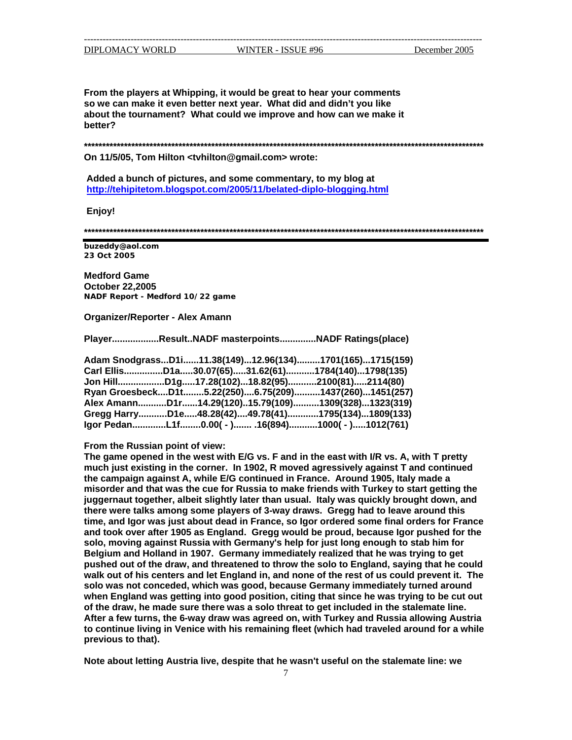From the players at Whipping, it would be great to hear your comments so we can make it even better next year. What did and didn't you like about the tournament? What could we improve and how can we make it better?

**************************************************************************************************************

On 11/5/05, Tom Hilton <tvhilton@gmail.com> wrote:

Added a bunch of pictures, and some commentary, to my blog at http://tehipitetom.blogspot.com/2005/11/belated-diplo-blogging.html

Enjoy!

**************************************************************************************************************

buzeddy@aol.com
23 Oct 2005

**Medford Game**
**October 22,2005**
**NADF Report - Medford 10/22 game**

**Organizer/Reporter - Alex Amann**

Player..................Result..NADF masterpoints..............NADF Ratings(place)

Adam Snodgrass...D1i......11.38(149)...12.96(134).........1701(165)...1715(159)
Carl Ellis...............D1a.....30.07(65).....31.62(61)...........1784(140)...1798(135)
Jon Hill..................D1g.....17.28(102)...18.82(95)...........2100(81).....2114(80)
Ryan Groesbeck....D1t........5.22(250)....6.75(209)..........1437(260)...1451(257)
Alex Amann...........D1r......14.29(120)..15.79(109)..........1309(328)...1323(319)
Gregg Harry...........D1e.....48.28(42)....49.78(41)............1795(134)...1809(133)
Igor Pedan.............L1f........0.00( - )....... .16(894)...........1000( - ).....1012(761)

From the Russian point of view:
The game opened in the west with E/G vs. F and in the east with I/R vs. A, with T pretty much just existing in the corner. In 1902, R moved agressively against T and continued the campaign against A, while E/G continued in France. Around 1905, Italy made a misorder and that was the cue for Russia to make friends with Turkey to start getting the juggernaut together, albeit slightly later than usual. Italy was quickly brought down, and there were talks among some players of 3-way draws. Gregg had to leave around this time, and Igor was just about dead in France, so Igor ordered some final orders for France and took over after 1905 as England. Gregg would be proud, because Igor pushed for the solo, moving against Russia with Germany's help for just long enough to stab him for Belgium and Holland in 1907. Germany immediately realized that he was trying to get pushed out of the draw, and threatened to throw the solo to England, saying that he could walk out of his centers and let England in, and none of the rest of us could prevent it. The solo was not conceded, which was good, because Germany immediately turned around when England was getting into good position, citing that since he was trying to be cut out of the draw, he made sure there was a solo threat to get included in the stalemate line. After a few turns, the 6-way draw was agreed on, with Turkey and Russia allowing Austria to continue living in Venice with his remaining fleet (which had traveled around for a while previous to that).

Note about letting Austria live, despite that he wasn't useful on the stalemate line: we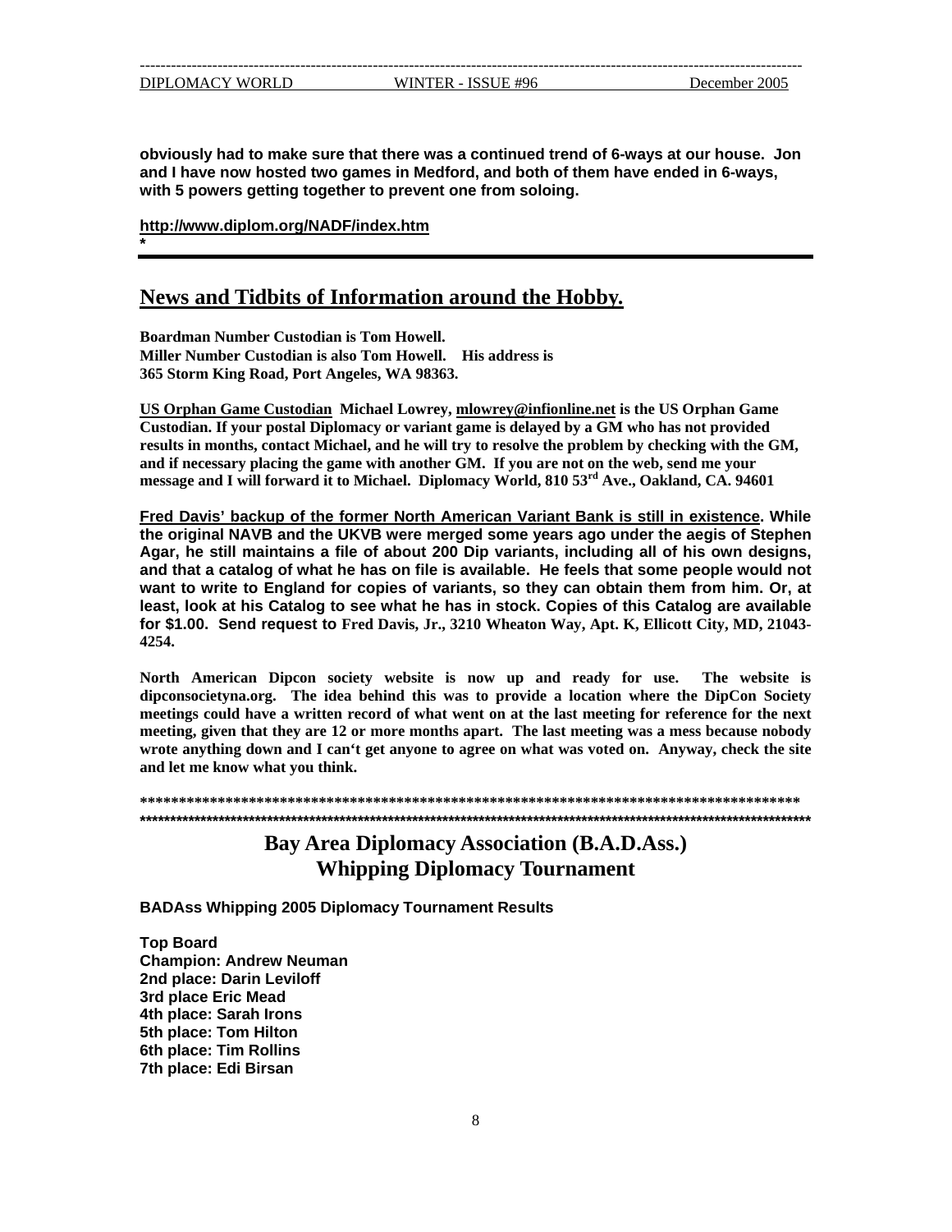**obviously had to make sure that there was a continued trend of 6-ways at our house. Jon and I have now hosted two games in Medford, and both of them have ended in 6-ways, with 5 powers getting together to prevent one from soloing.**

**http://www.diplom.org/NADF/index.htm**
*

---

## News and Tidbits of Information around the Hobby.

**Boardman Number Custodian is Tom Howell.**
**Miller Number Custodian is also Tom Howell. His address is**
**365 Storm King Road, Port Angeles, WA 98363.**

**US Orphan Game Custodian Michael Lowrey, mlowrey@infionline.net is the US Orphan Game Custodian. If your postal Diplomacy or variant game is delayed by a GM who has not provided results in months, contact Michael, and he will try to resolve the problem by checking with the GM, and if necessary placing the game with another GM. If you are not on the web, send me your message and I will forward it to Michael. Diplomacy World, 810 53rd Ave., Oakland, CA. 94601**

**Fred Davis' backup of the former North American Variant Bank is still in existence. While the original NAVB and the UKVB were merged some years ago under the aegis of Stephen Agar, he still maintains a file of about 200 Dip variants, including all of his own designs, and that a catalog of what he has on file is available. He feels that some people would not want to write to England for copies of variants, so they can obtain them from him. Or, at least, look at his Catalog to see what he has in stock. Copies of this Catalog are available for $1.00. Send request to Fred Davis, Jr., 3210 Wheaton Way, Apt. K, Ellicott City, MD, 21043-4254.**

**North American Dipcon society website is now up and ready for use. The website is dipconsocietyna.org. The idea behind this was to provide a location where the DipCon Society meetings could have a written record of what went on at the last meeting for reference for the next meeting, given that they are 12 or more months apart. The last meeting was a mess because nobody wrote anything down and I can't get anyone to agree on what was voted on. Anyway, check the site and let me know what you think.**

**************************************************************************************
****************************************************************************************************************

## Bay Area Diplomacy Association (B.A.D.Ass.) Whipping Diplomacy Tournament

**BADAss Whipping 2005 Diplomacy Tournament Results**

**Top Board**
**Champion: Andrew Neuman**
**2nd place: Darin Leviloff**
**3rd place Eric Mead**
**4th place: Sarah Irons**
**5th place: Tom Hilton**
**6th place: Tim Rollins**
**7th place: Edi Birsan**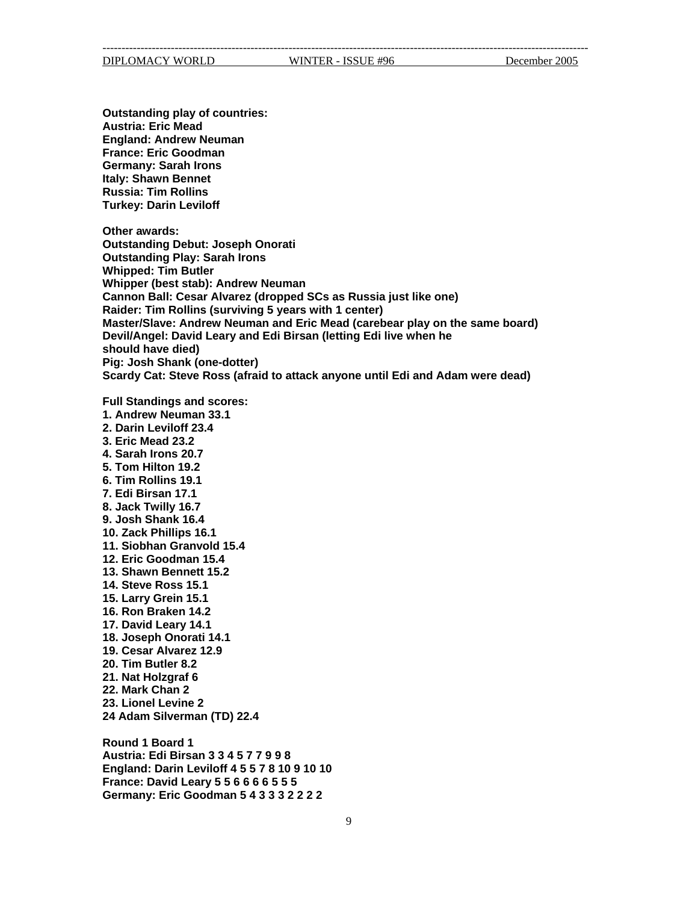**Outstanding play of countries:**
**Austria: Eric Mead**
**England: Andrew Neuman**
**France: Eric Goodman**
**Germany: Sarah Irons**
**Italy: Shawn Bennet**
**Russia: Tim Rollins**
**Turkey: Darin Leviloff**

**Other awards:**
**Outstanding Debut: Joseph Onorati**
**Outstanding Play: Sarah Irons**
**Whipped: Tim Butler**
**Whipper (best stab): Andrew Neuman**
**Cannon Ball: Cesar Alvarez (dropped SCs as Russia just like one)**
**Raider: Tim Rollins (surviving 5 years with 1 center)**
**Master/Slave: Andrew Neuman and Eric Mead (carebear play on the same board)**
**Devil/Angel: David Leary and Edi Birsan (letting Edi live when he should have died)**
**Pig: Josh Shank (one-dotter)**
**Scardy Cat: Steve Ross (afraid to attack anyone until Edi and Adam were dead)**

**Full Standings and scores:**
**1. Andrew Neuman 33.1**
**2. Darin Leviloff 23.4**
**3. Eric Mead 23.2**
**4. Sarah Irons 20.7**
**5. Tom Hilton 19.2**
**6. Tim Rollins 19.1**
**7. Edi Birsan 17.1**
**8. Jack Twilly 16.7**
**9. Josh Shank 16.4**
**10. Zack Phillips 16.1**
**11. Siobhan Granvold 15.4**
**12. Eric Goodman 15.4**
**13. Shawn Bennett 15.2**
**14. Steve Ross 15.1**
**15. Larry Grein 15.1**
**16. Ron Braken 14.2**
**17. David Leary 14.1**
**18. Joseph Onorati 14.1**
**19. Cesar Alvarez 12.9**
**20. Tim Butler 8.2**
**21. Nat Holzgraf 6**
**22. Mark Chan 2**
**23. Lionel Levine 2**
**24 Adam Silverman (TD) 22.4**

**Round 1 Board 1**
**Austria: Edi Birsan 3 3 4 5 7 7 9 9 8**
**England: Darin Leviloff 4 5 5 7 8 10 9 10 10**
**France: David Leary 5 5 6 6 6 6 5 5 5**
**Germany: Eric Goodman 5 4 3 3 3 2 2 2 2**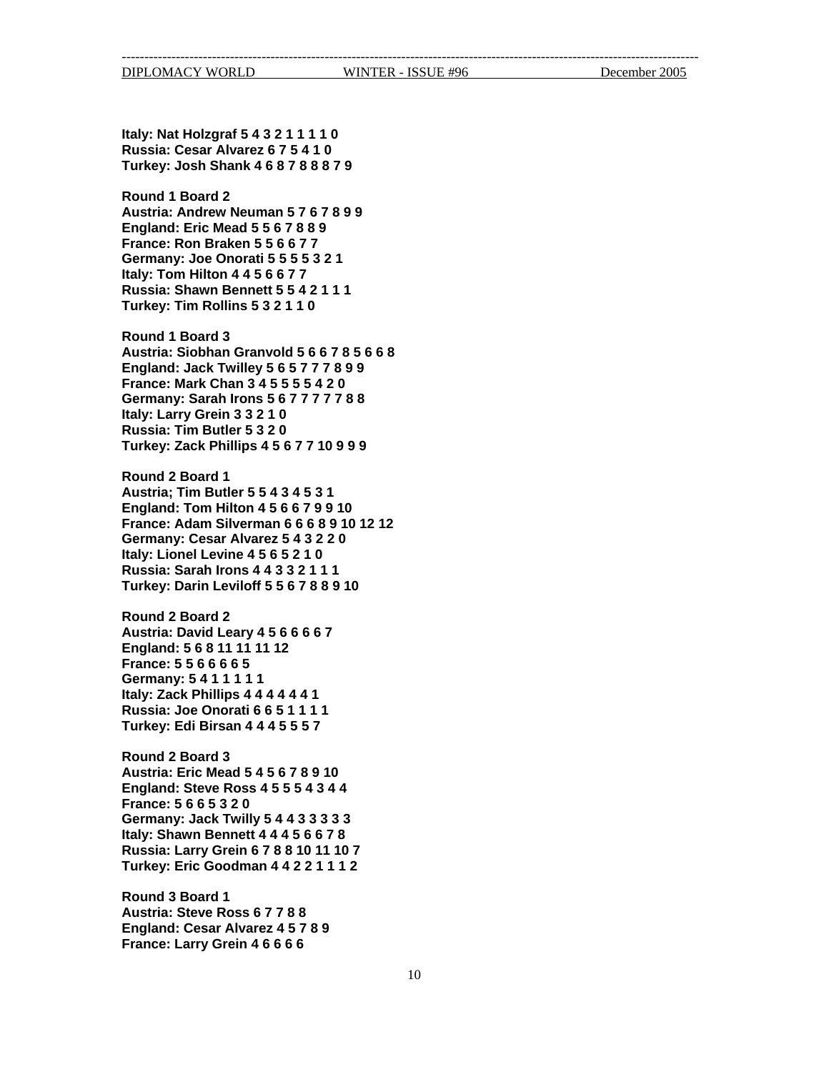**Italy: Nat Holzgraf 5 4 3 2 1 1 1 1 0**
**Russia: Cesar Alvarez 6 7 5 4 1 0**
**Turkey: Josh Shank 4 6 8 7 8 8 8 7 9**

**Round 1 Board 2**
**Austria: Andrew Neuman 5 7 6 7 8 9 9**
**England: Eric Mead 5 5 6 7 8 8 9**
**France: Ron Braken 5 5 6 6 7 7**
**Germany: Joe Onorati 5 5 5 5 3 2 1**
**Italy: Tom Hilton 4 4 5 6 6 7 7**
**Russia: Shawn Bennett 5 5 4 2 1 1 1**
**Turkey: Tim Rollins 5 3 2 1 1 0**

**Round 1 Board 3**
**Austria: Siobhan Granvold 5 6 6 7 8 5 6 6 8**
**England: Jack Twilley 5 6 5 7 7 7 8 9 9**
**France: Mark Chan 3 4 5 5 5 5 4 2 0**
**Germany: Sarah Irons 5 6 7 7 7 7 7 8 8**
**Italy: Larry Grein 3 3 2 1 0**
**Russia: Tim Butler 5 3 2 0**
**Turkey: Zack Phillips 4 5 6 7 7 10 9 9 9**

**Round 2 Board 1**
**Austria; Tim Butler 5 5 4 3 4 5 3 1**
**England: Tom Hilton 4 5 6 6 7 9 9 10**
**France: Adam Silverman 6 6 6 8 9 10 12 12**
**Germany: Cesar Alvarez 5 4 3 2 2 0**
**Italy: Lionel Levine 4 5 6 5 2 1 0**
**Russia: Sarah Irons 4 4 3 3 2 1 1 1**
**Turkey: Darin Leviloff 5 5 6 7 8 8 9 10**

**Round 2 Board 2**
**Austria: David Leary 4 5 6 6 6 6 7**
**England: 5 6 8 11 11 11 12**
**France: 5 5 6 6 6 6 5**
**Germany: 5 4 1 1 1 1 1**
**Italy: Zack Phillips 4 4 4 4 4 4 1**
**Russia: Joe Onorati 6 6 5 1 1 1 1**
**Turkey: Edi Birsan 4 4 4 5 5 5 7**

**Round 2 Board 3**
**Austria: Eric Mead 5 4 5 6 7 8 9 10**
**England: Steve Ross 4 5 5 5 4 3 4 4**
**France: 5 6 6 5 3 2 0**
**Germany: Jack Twilly 5 4 4 3 3 3 3 3**
**Italy: Shawn Bennett 4 4 4 5 6 6 7 8**
**Russia: Larry Grein 6 7 8 8 10 11 10 7**
**Turkey: Eric Goodman 4 4 2 2 1 1 1 2**

**Round 3 Board 1**
**Austria: Steve Ross 6 7 7 8 8**
**England: Cesar Alvarez 4 5 7 8 9**
**France: Larry Grein 4 6 6 6 6**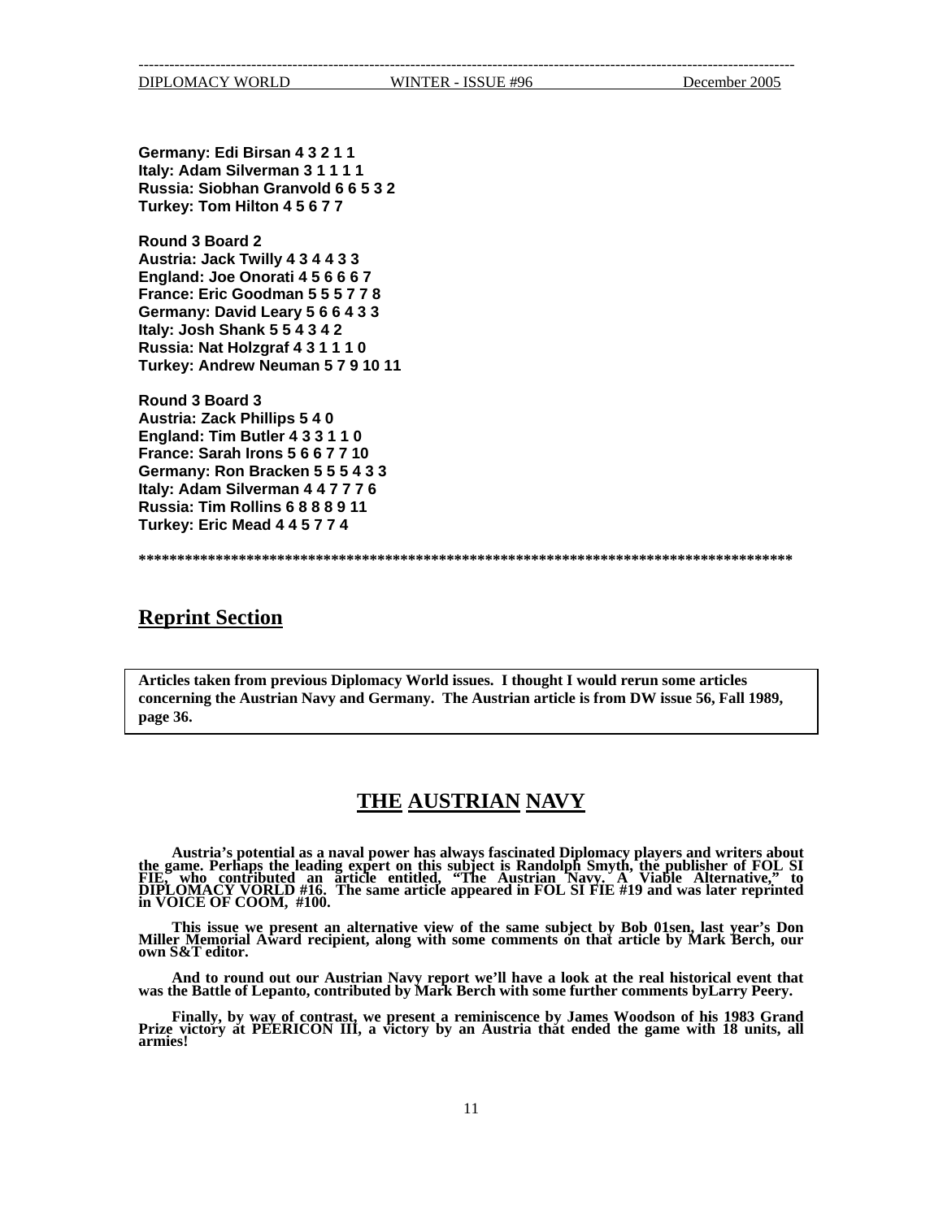**Germany: Edi Birsan 4 3 2 1 1**
**Italy: Adam Silverman 3 1 1 1 1**
**Russia: Siobhan Granvold 6 6 5 3 2**
**Turkey: Tom Hilton 4 5 6 7 7**

**Round 3 Board 2**
**Austria: Jack Twilly 4 3 4 4 3 3**
**England: Joe Onorati 4 5 6 6 6 7**
**France: Eric Goodman 5 5 5 7 7 8**
**Germany: David Leary 5 6 6 4 3 3**
**Italy: Josh Shank 5 5 4 3 4 2**
**Russia: Nat Holzgraf 4 3 1 1 1 0**
**Turkey: Andrew Neuman 5 7 9 10 11**

**Round 3 Board 3**
**Austria: Zack Phillips 5 4 0**
**England: Tim Butler 4 3 3 1 1 0**
**France: Sarah Irons 5 6 6 7 7 10**
**Germany: Ron Bracken 5 5 5 4 3 3**
**Italy: Adam Silverman 4 4 7 7 7 6**
**Russia: Tim Rollins 6 8 8 8 9 11**
**Turkey: Eric Mead 4 4 5 7 7 4**

**************************************************************************************

## Reprint Section

**Articles taken from previous Diplomacy World issues. I thought I would rerun some articles concerning the Austrian Navy and Germany. The Austrian article is from DW issue 56, Fall 1989, page 36.**

## THE AUSTRIAN NAVY

**Austria's potential as a naval power has always fascinated Diplomacy players and writers about the game. Perhaps the leading expert on this subject is Randolph Smyth, the publisher of FOL SI FIE, who contributed an article entitled, "The Austrian Navy. A Viable Alternative," to DIPLOMACY VORLD #16. The same article appeared in FOL SI FIE #19 and was later reprinted in VOICE OF COOM, #100.**

**This issue we present an alternative view of the same subject by Bob 01sen, last year's Don Miller Memorial Award recipient, along with some comments on that article by Mark Berch, our own S&T editor.**

**And to round out our Austrian Navy report we'll have a look at the real historical event that was the Battle of Lepanto, contributed by Mark Berch with some further comments byLarry Peery.**

**Finally, by way of contrast, we present a reminiscence by James Woodson of his 1983 Grand Prize victory at PEERICON III, a victory by an Austria that ended the game with 18 units, all armies!**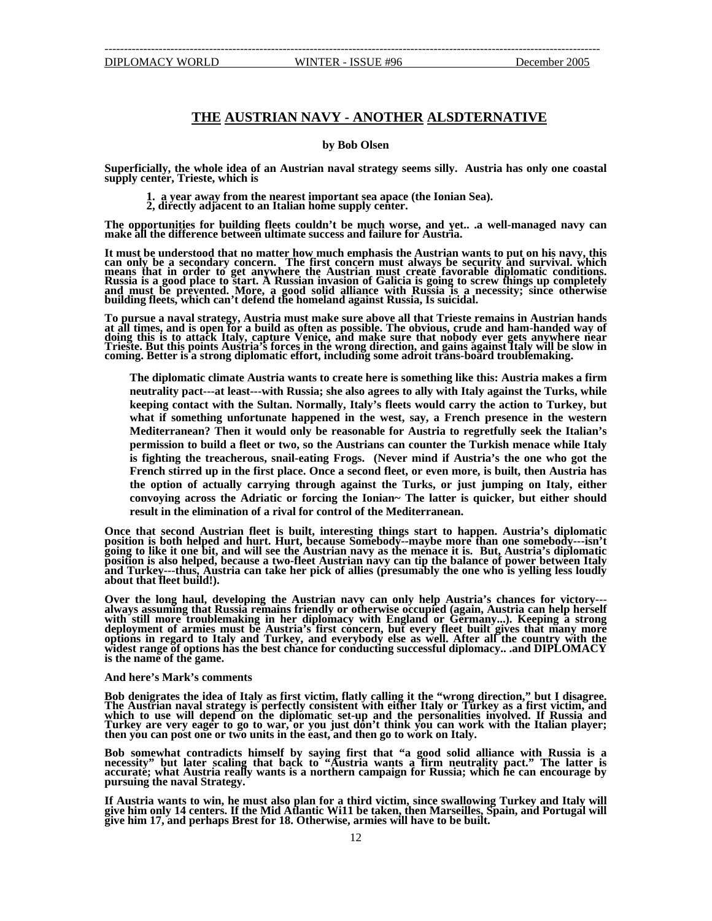# THE AUSTRIAN NAVY - ANOTHER ALSDTERNATIVE

**by Bob Olsen**

**Superficially, the whole idea of an Austrian naval strategy seems silly. Austria has only one coastal supply center, Trieste, which is**

1. **a year away from the nearest important sea apace (the Ionian Sea).**
2. **directly adjacent to an Italian home supply center.**

**The opportunities for building fleets couldn't be much worse, and yet.. .a well-managed navy can make all the difference between ultimate success and failure for Austria.**

**It must be understood that no matter how much emphasis the Austrian wants to put on his navy, this can only be a secondary concern. The first concern must always be security and survival. which means that in order to get anywhere the Austrian must create favorable diplomatic conditions. Russia is a good place to start. A Russian invasion of Galicia is going to screw things up completely and must be prevented. More, a good solid alliance with Russia is a necessity; since otherwise building fleets, which can't defend the homeland against Russia, Is suicidal.**

**To pursue a naval strategy, Austria must make sure above all that Trieste remains in Austrian hands at all times, and is open for a build as often as possible. The obvious, crude and ham-handed way of doing this is to attack Italy, capture Venice, and make sure that nobody ever gets anywhere near Trieste. But this points Austria's forces in the wrong direction, and gains against Italy will be slow in coming. Better is a strong diplomatic effort, including some adroit trans-board troublemaking.**

> **The diplomatic climate Austria wants to create here is something like this: Austria makes a firm neutrality pact---at least---with Russia; she also agrees to ally with Italy against the Turks, while keeping contact with the Sultan. Normally, Italy's fleets would carry the action to Turkey, but what if something unfortunate happened in the west, say, a French presence in the western Mediterranean? Then it would only be reasonable for Austria to regretfully seek the Italian's permission to build a fleet or two, so the Austrians can counter the Turkish menace while Italy is fighting the treacherous, snail-eating Frogs. (Never mind if Austria's the one who got the French stirred up in the first place. Once a second fleet, or even more, is built, then Austria has the option of actually carrying through against the Turks, or just jumping on Italy, either convoying across the Adriatic or forcing the Ionian~ The latter is quicker, but either should result in the elimination of a rival for control of the Mediterranean.**

**Once that second Austrian fleet is built, interesting things start to happen. Austria's diplomatic position is both helped and hurt. Hurt, because Somebody--maybe more than one somebody---isn't going to like it one bit, and will see the Austrian navy as the menace it is. But, Austria's diplomatic position is also helped, because a two-fleet Austrian navy can tip the balance of power between Italy and Turkey---thus, Austria can take her pick of allies (presumably the one who is yelling less loudly about that fleet build!).**

**Over the long haul, developing the Austrian navy can only help Austria's chances for victory---always assuming that Russia remains friendly or otherwise occupied (again, Austria can help herself with still more troublemaking in her diplomacy with England or Germany...). Keeping a strong deployment of armies must be Austria's first concern, but every fleet built gives that many more options in regard to Italy and Turkey, and everybody else as well. After all the country with the widest range of options has the best chance for conducting successful diplomacy.. .and DIPLOMACY is the name of the game.**

**And here's Mark's comments**

**Bob denigrates the idea of Italy as first victim, flatly calling it the "wrong direction," but I disagree. The Austrian naval strategy is perfectly consistent with either Italy or Turkey as a first victim, and which to use will depend on the diplomatic set-up and the personalities involved. If Russia and Turkey are very eager to go to war, or you just don't think you can work with the Italian player; then you can post one or two units in the east, and then go to work on Italy.**

**Bob somewhat contradicts himself by saying first that "a good solid alliance with Russia is a necessity" but later scaling that back to "Austria wants a firm neutrality pact." The latter is accurate; what Austria really wants is a northern campaign for Russia; which he can encourage by pursuing the naval Strategy.**

**If Austria wants to win, he must also plan for a third victim, since swallowing Turkey and Italy will give him only 14 centers. If the Mid Atlantic Wi11 be taken, then Marseilles, Spain, and Portugal will give him 17, and perhaps Brest for 18. Otherwise, armies will have to be built.**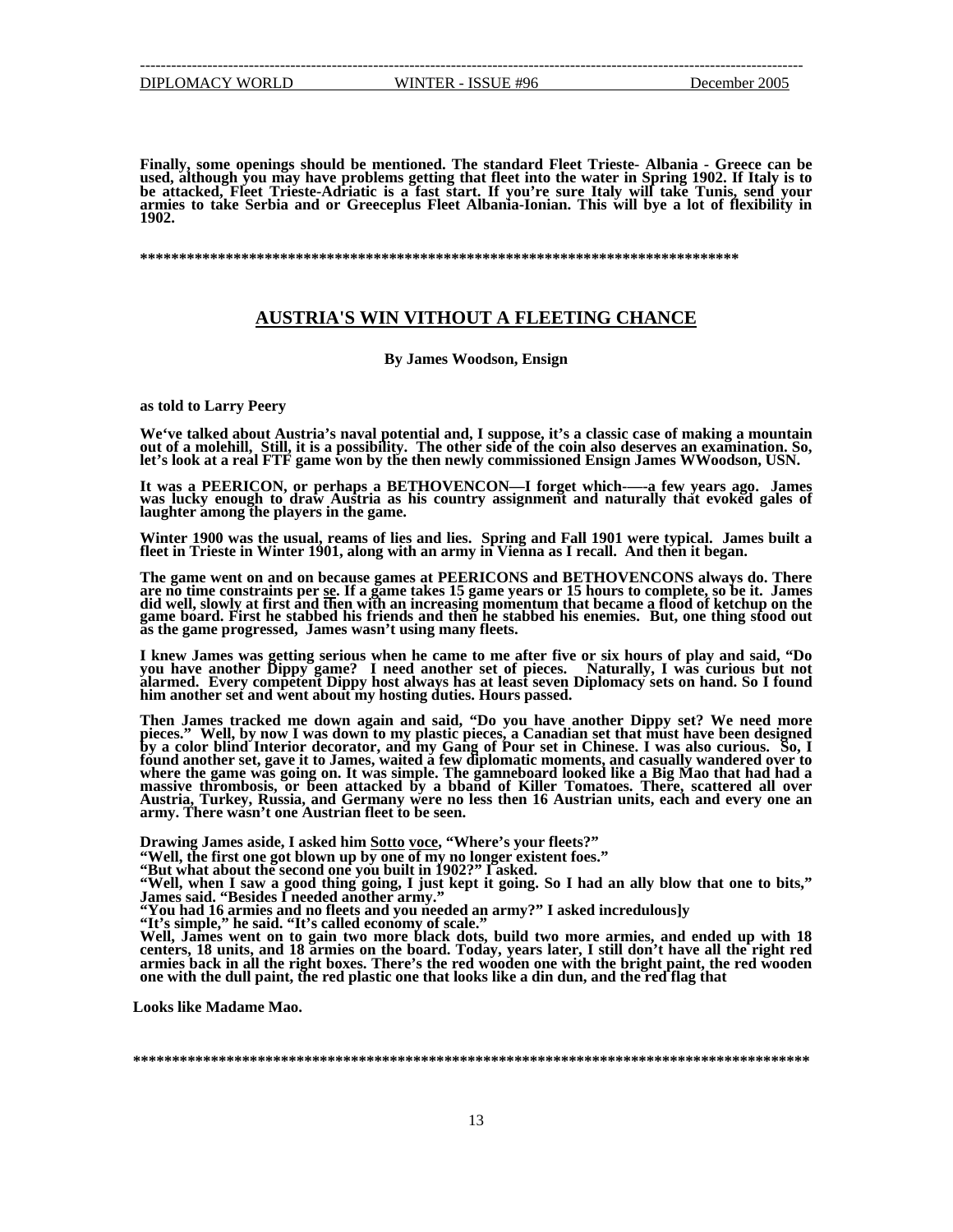**Finally, some openings should be mentioned. The standard Fleet Trieste- Albania - Greece can be used, although you may have problems getting that fleet into the water in Spring 1902. If Italy is to be attacked, Fleet Trieste-Adriatic is a fast start. If you're sure Italy will take Tunis, send your armies to take Serbia and or Greeceplus Fleet Albania-Ionian. This will bye a lot of flexibility in 1902.**

**\*\*\*\*\*\*\*\*\*\*\*\*\*\*\*\*\*\*\*\*\*\*\*\*\*\*\*\*\*\*\*\*\*\*\*\*\*\*\*\*\*\*\*\*\*\*\*\*\*\*\*\*\*\*\*\*\*\*\*\*\*\*\*\*\*\*\*\*\*\*\*\*\*\*\*\*\*\*\***

## AUSTRIA'S WIN VITHOUT A FLEETING CHANCE

**By James Woodson, Ensign**

**as told to Larry Peery**

**We've talked about Austria's naval potential and, I suppose, it's a classic case of making a mountain out of a molehill, Still, it is a possibility. The other side of the coin also deserves an examination. So, let's look at a real FTF game won by the then newly commissioned Ensign James WWoodson, USN.**

**It was a PEERICON, or perhaps a BETHOVENCON—I forget which-—-a few years ago. James was lucky enough to draw Austria as his country assignment and naturally that evoked gales of laughter among the players in the game.**

**Winter 1900 was the usual, reams of lies and lies. Spring and Fall 1901 were typical. James built a fleet in Trieste in Winter 1901, along with an army in Vienna as I recall. And then it began.**

**The game went on and on because games at PEERICONS and BETHOVENCONS always do. There are no time constraints per se. If a game takes 15 game years or 15 hours to complete, so be it. James did well, slowly at first and then with an increasing momentum that became a flood of ketchup on the game board. First he stabbed his friends and then he stabbed his enemies. But, one thing stood out as the game progressed, James wasn't using many fleets.**

**I knew James was getting serious when he came to me after five or six hours of play and said, "Do you have another Dippy game? I need another set of pieces. Naturally, I was curious but not alarmed. Every competent Dippy host always has at least seven Diplomacy sets on hand. So I found him another set and went about my hosting duties. Hours passed.**

**Then James tracked me down again and said, "Do you have another Dippy set? We need more pieces." Well, by now I was down to my plastic pieces, a Canadian set that must have been designed by a color blind Interior decorator, and my Gang of Pour set in Chinese. I was also curious. So, I found another set, gave it to James, waited a few diplomatic moments, and casually wandered over to where the game was going on. It was simple. The gamneboard looked like a Big Mao that had had a massive thrombosis, or been attacked by a bband of Killer Tomatoes. There, scattered all over Austria, Turkey, Russia, and Germany were no less then 16 Austrian units, each and every one an army. There wasn't one Austrian fleet to be seen.**

**Drawing James aside, I asked him Sotto voce, "Where's your fleets?"**
**"Well, the first one got blown up by one of my no longer existent foes."**
**"But what about the second one you built in 1902?" I asked.**
**"Well, when I saw a good thing going, I just kept it going. So I had an ally blow that one to bits," James said. "Besides I needed another army."**
**"You had 16 armies and no fleets and you needed an army?" I asked incredulous]y**
**"It's simple," he said. "It's called economy of scale."**
**Well, James went on to gain two more black dots, build two more armies, and ended up with 18 centers, 18 units, and 18 armies on the board. Today, years later, I still don't have all the right red armies back in all the right boxes. There's the red wooden one with the bright paint, the red wooden one with the dull paint, the red plastic one that looks like a din dun, and the red flag that**

**Looks like Madame Mao.**

**\*\*\*\*\*\*\*\*\*\*\*\*\*\*\*\*\*\*\*\*\*\*\*\*\*\*\*\*\*\*\*\*\*\*\*\*\*\*\*\*\*\*\*\*\*\*\*\*\*\*\*\*\*\*\*\*\*\*\*\*\*\*\*\*\*\*\*\*\*\*\*\*\*\*\*\*\*\*\*\*\*\*\*\*\*\*\*\*\***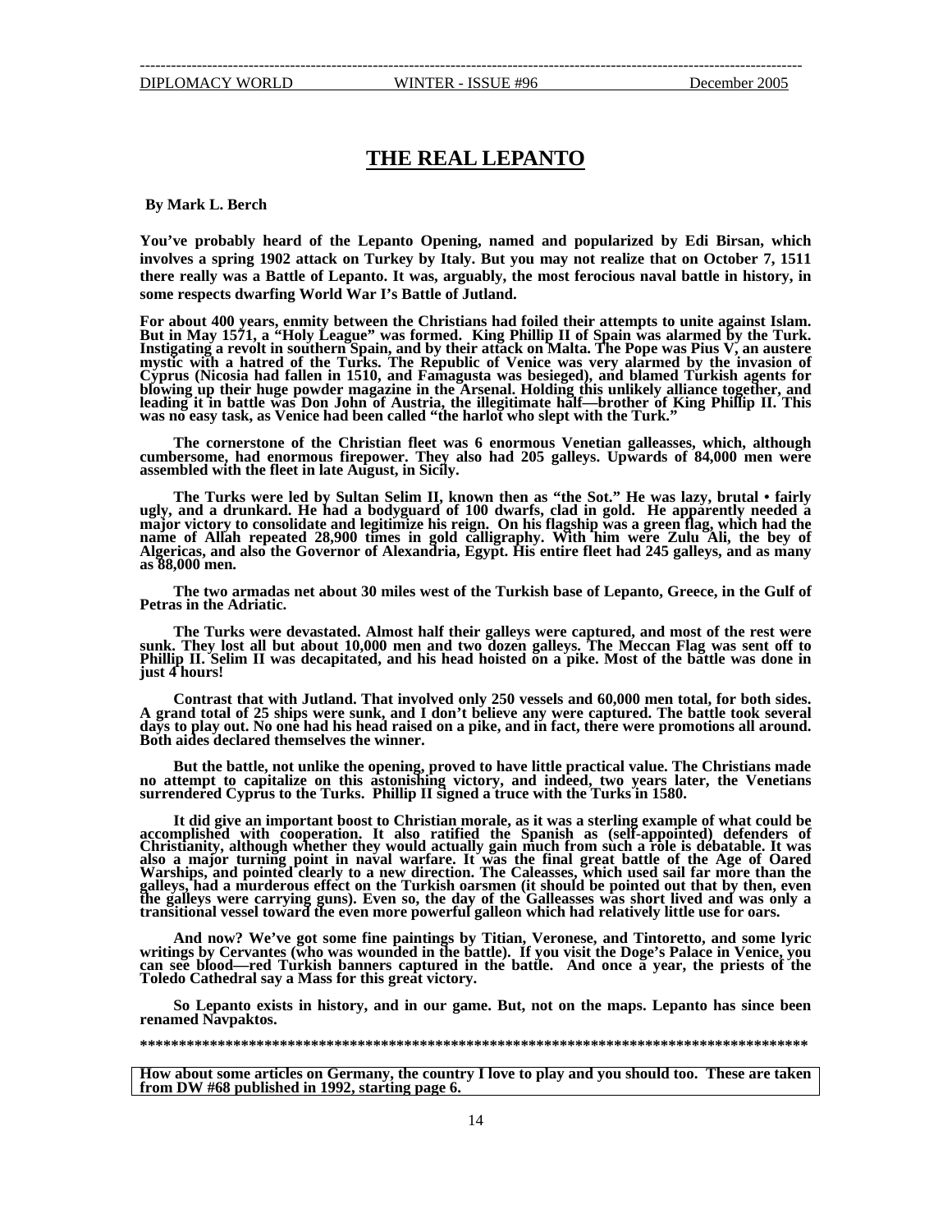# THE REAL LEPANTO

**By Mark L. Berch**

**You've probably heard of the Lepanto Opening, named and popularized by Edi Birsan, which involves a spring 1902 attack on Turkey by Italy. But you may not realize that on October 7, 1511 there really was a Battle of Lepanto. It was, arguably, the most ferocious naval battle in history, in some respects dwarfing World War I's Battle of Jutland.**

**For about 400 years, enmity between the Christians had foiled their attempts to unite against Islam. But in May 1571, a "Holy League" was formed. King Phillip II of Spain was alarmed by the Turk. Instigating a revolt in southern Spain, and by their attack on Malta. The Pope was Pius V, an austere mystic with a hatred of the Turks. The Republic of Venice was very alarmed by the invasion of Cyprus (Nicosia had fallen in 1510, and Famagusta was besieged), and blamed Turkish agents for blowing up their huge powder magazine in the Arsenal. Holding this unlikely alliance together, and leading it in battle was Don John of Austria, the illegitimate half—brother of King Phillip II. This was no easy task, as Venice had been called "the harlot who slept with the Turk."**

**The cornerstone of the Christian fleet was 6 enormous Venetian galleasses, which, although cumbersome, had enormous firepower. They also had 205 galleys. Upwards of 84,000 men were assembled with the fleet in late August, in Sicily.**

**The Turks were led by Sultan Selim II, known then as "the Sot." He was lazy, brutal • fairly ugly, and a drunkard. He had a bodyguard of 100 dwarfs, clad in gold. He apparently needed a major victory to consolidate and legitimize his reign. On his flagship was a green flag, which had the name of Allah repeated 28,900 times in gold calligraphy. With him were Zulu Ali, the bey of Algericas, and also the Governor of Alexandria, Egypt. His entire fleet had 245 galleys, and as many as 88,000 men.**

**The two armadas net about 30 miles west of the Turkish base of Lepanto, Greece, in the Gulf of Petras in the Adriatic.**

**The Turks were devastated. Almost half their galleys were captured, and most of the rest were sunk. They lost all but about 10,000 men and two dozen galleys. The Meccan Flag was sent off to Phillip II. Selim II was decapitated, and his head hoisted on a pike. Most of the battle was done in just 4 hours!**

**Contrast that with Jutland. That involved only 250 vessels and 60,000 men total, for both sides. A grand total of 25 ships were sunk, and I don't believe any were captured. The battle took several days to play out. No one had his head raised on a pike, and in fact, there were promotions all around. Both aides declared themselves the winner.**

**But the battle, not unlike the opening, proved to have little practical value. The Christians made no attempt to capitalize on this astonishing victory, and indeed, two years later, the Venetians surrendered Cyprus to the Turks. Phillip II signed a truce with the Turks in 1580.**

**It did give an important boost to Christian morale, as it was a sterling example of what could be accomplished with cooperation. It also ratified the Spanish as (self-appointed) defenders of Christianity, although whether they would actually gain much from such a role is debatable. It was also a major turning point in naval warfare. It was the final great battle of the Age of Oared Warships, and pointed clearly to a new direction. The Caleasses, which used sail far more than the galleys, had a murderous effect on the Turkish oarsmen (it should be pointed out that by then, even the galleys were carrying guns). Even so, the day of the Galleasses was short lived and was only a transitional vessel toward the even more powerful galleon which had relatively little use for oars.**

**And now? We've got some fine paintings by Titian, Veronese, and Tintoretto, and some lyric writings by Cervantes (who was wounded in the battle). If you visit the Doge's Palace in Venice, you can see blood—red Turkish banners captured in the battle. And once a year, the priests of the Toledo Cathedral say a Mass for this great victory.**

**So Lepanto exists in history, and in our game. But, not on the maps. Lepanto has since been renamed Navpaktos.**

**\*\*\*\*\*\*\*\*\*\*\*\*\*\*\*\*\*\*\*\*\*\*\*\*\*\*\*\*\*\*\*\*\*\*\*\*\*\*\*\*\*\*\*\*\*\*\*\*\*\*\*\*\*\*\*\*\*\*\*\*\*\*\*\*\*\*\*\*\*\*\*\*\*\*\*\*\*\*\*\*\*\*\*\*\*\*\*\*\*\*\*\***

**How about some articles on Germany, the country I love to play and you should too. These are taken from DW #68 published in 1992, starting page 6.**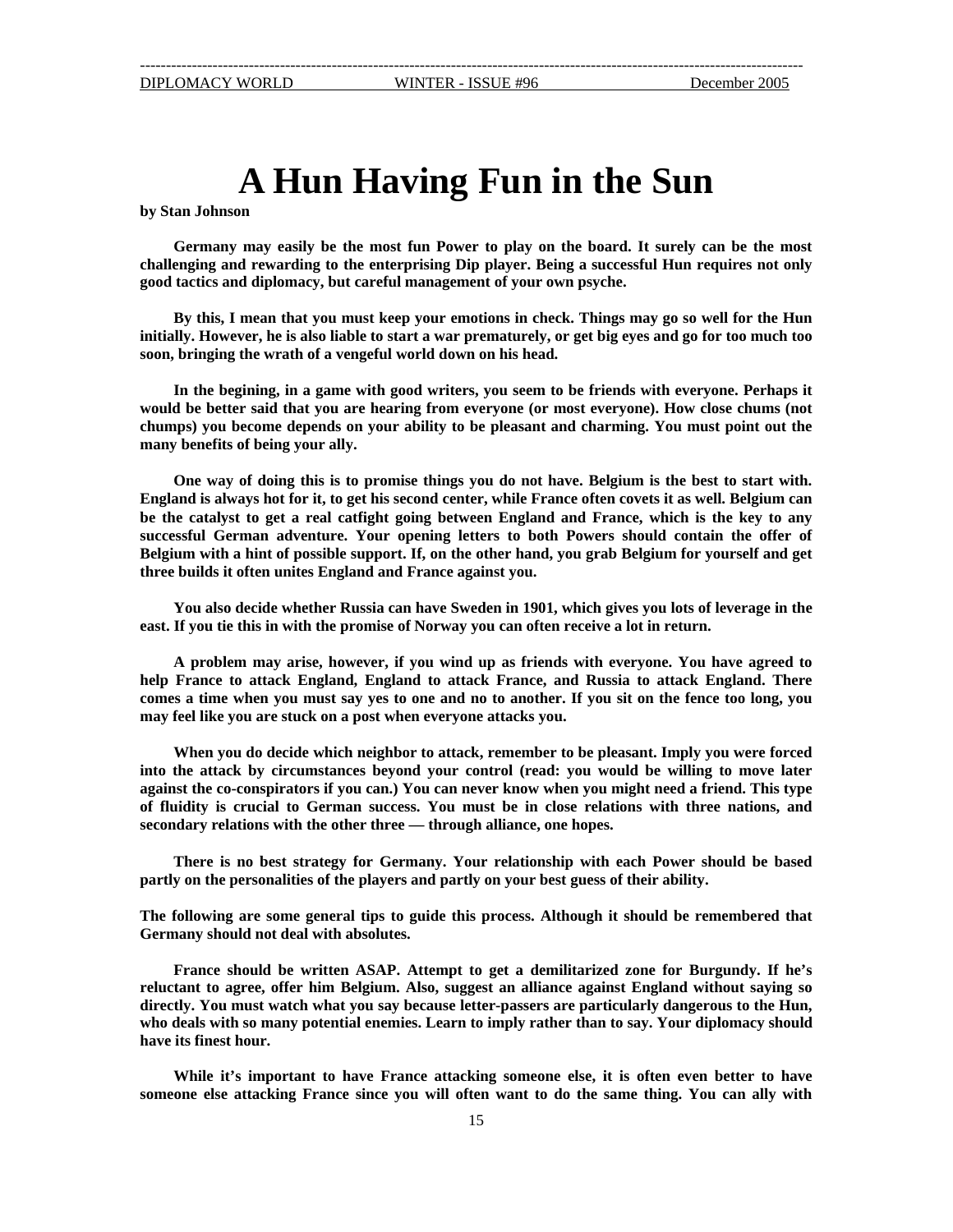# A Hun Having Fun in the Sun

**by Stan Johnson**

**Germany may easily be the most fun Power to play on the board. It surely can be the most challenging and rewarding to the enterprising Dip player. Being a successful Hun requires not only good tactics and diplomacy, but careful management of your own psyche.**

**By this, I mean that you must keep your emotions in check. Things may go so well for the Hun initially. However, he is also liable to start a war prematurely, or get big eyes and go for too much too soon, bringing the wrath of a vengeful world down on his head.**

**In the begining, in a game with good writers, you seem to be friends with everyone. Perhaps it would be better said that you are hearing from everyone (or most everyone). How close chums (not chumps) you become depends on your ability to be pleasant and charming. You must point out the many benefits of being your ally.**

**One way of doing this is to promise things you do not have. Belgium is the best to start with. England is always hot for it, to get his second center, while France often covets it as well. Belgium can be the catalyst to get a real catfight going between England and France, which is the key to any successful German adventure. Your opening letters to both Powers should contain the offer of Belgium with a hint of possible support. If, on the other hand, you grab Belgium for yourself and get three builds it often unites England and France against you.**

**You also decide whether Russia can have Sweden in 1901, which gives you lots of leverage in the east. If you tie this in with the promise of Norway you can often receive a lot in return.**

**A problem may arise, however, if you wind up as friends with everyone. You have agreed to help France to attack England, England to attack France, and Russia to attack England. There comes a time when you must say yes to one and no to another. If you sit on the fence too long, you may feel like you are stuck on a post when everyone attacks you.**

**When you do decide which neighbor to attack, remember to be pleasant. Imply you were forced into the attack by circumstances beyond your control (read: you would be willing to move later against the co-conspirators if you can.) You can never know when you might need a friend. This type of fluidity is crucial to German success. You must be in close relations with three nations, and secondary relations with the other three — through alliance, one hopes.**

**There is no best strategy for Germany. Your relationship with each Power should be based partly on the personalities of the players and partly on your best guess of their ability.**

**The following are some general tips to guide this process. Although it should be remembered that Germany should not deal with absolutes.**

**France should be written ASAP. Attempt to get a demilitarized zone for Burgundy. If he's reluctant to agree, offer him Belgium. Also, suggest an alliance against England without saying so directly. You must watch what you say because letter-passers are particularly dangerous to the Hun, who deals with so many potential enemies. Learn to imply rather than to say. Your diplomacy should have its finest hour.**

**While it's important to have France attacking someone else, it is often even better to have someone else attacking France since you will often want to do the same thing. You can ally with**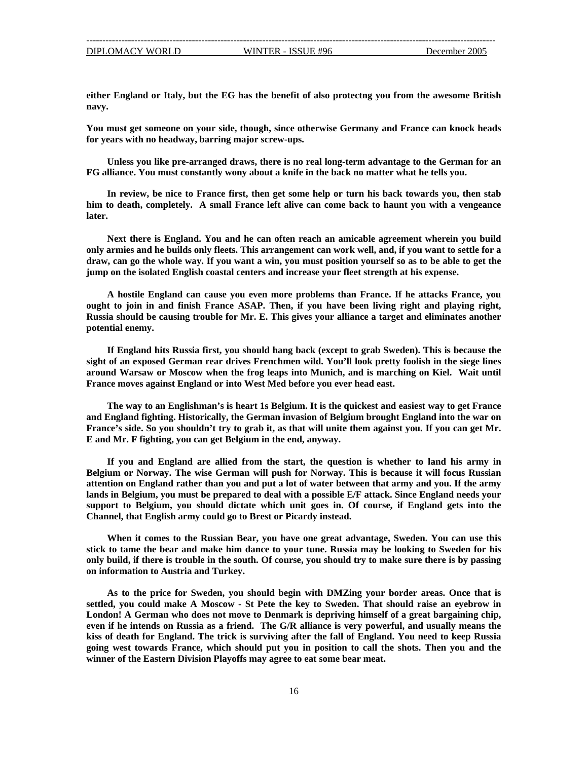**either England or Italy, but the EG has the benefit of also protectng you from the awesome British navy.**

**You must get someone on your side, though, since otherwise Germany and France can knock heads for years with no headway, barring major screw-ups.**

**Unless you like pre-arranged draws, there is no real long-term advantage to the German for an FG alliance. You must constantly wony about a knife in the back no matter what he tells you.**

**In review, be nice to France first, then get some help or turn his back towards you, then stab him to death, completely. A small France left alive can come back to haunt you with a vengeance later.**

**Next there is England. You and he can often reach an amicable agreement wherein you build only armies and he builds only fleets. This arrangement can work well, and, if you want to settle for a draw, can go the whole way. If you want a win, you must position yourself so as to be able to get the jump on the isolated English coastal centers and increase your fleet strength at his expense.**

**A hostile England can cause you even more problems than France. If he attacks France, you ought to join in and finish France ASAP. Then, if you have been living right and playing right, Russia should be causing trouble for Mr. E. This gives your alliance a target and eliminates another potential enemy.**

**If England hits Russia first, you should hang back (except to grab Sweden). This is because the sight of an exposed German rear drives Frenchmen wild. You'll look pretty foolish in the siege lines around Warsaw or Moscow when the frog leaps into Munich, and is marching on Kiel. Wait until France moves against England or into West Med before you ever head east.**

**The way to an Englishman's is heart 1s Belgium. It is the quickest and easiest way to get France and England fighting. Historically, the German invasion of Belgium brought England into the war on France's side. So you shouldn't try to grab it, as that will unite them against you. If you can get Mr. E and Mr. F fighting, you can get Belgium in the end, anyway.**

**If you and England are allied from the start, the question is whether to land his army in Belgium or Norway. The wise German will push for Norway. This is because it will focus Russian attention on England rather than you and put a lot of water between that army and you. If the army lands in Belgium, you must be prepared to deal with a possible E/F attack. Since England needs your support to Belgium, you should dictate which unit goes in. Of course, if England gets into the Channel, that English army could go to Brest or Picardy instead.**

**When it comes to the Russian Bear, you have one great advantage, Sweden. You can use this stick to tame the bear and make him dance to your tune. Russia may be looking to Sweden for his only build, if there is trouble in the south. Of course, you should try to make sure there is by passing on information to Austria and Turkey.**

**As to the price for Sweden, you should begin with DMZing your border areas. Once that is settled, you could make A Moscow - St Pete the key to Sweden. That should raise an eyebrow in London! A German who does not move to Denmark is depriving himself of a great bargaining chip, even if he intends on Russia as a friend. The G/R alliance is very powerful, and usually means the kiss of death for England. The trick is surviving after the fall of England. You need to keep Russia going west towards France, which should put you in position to call the shots. Then you and the winner of the Eastern Division Playoffs may agree to eat some bear meat.**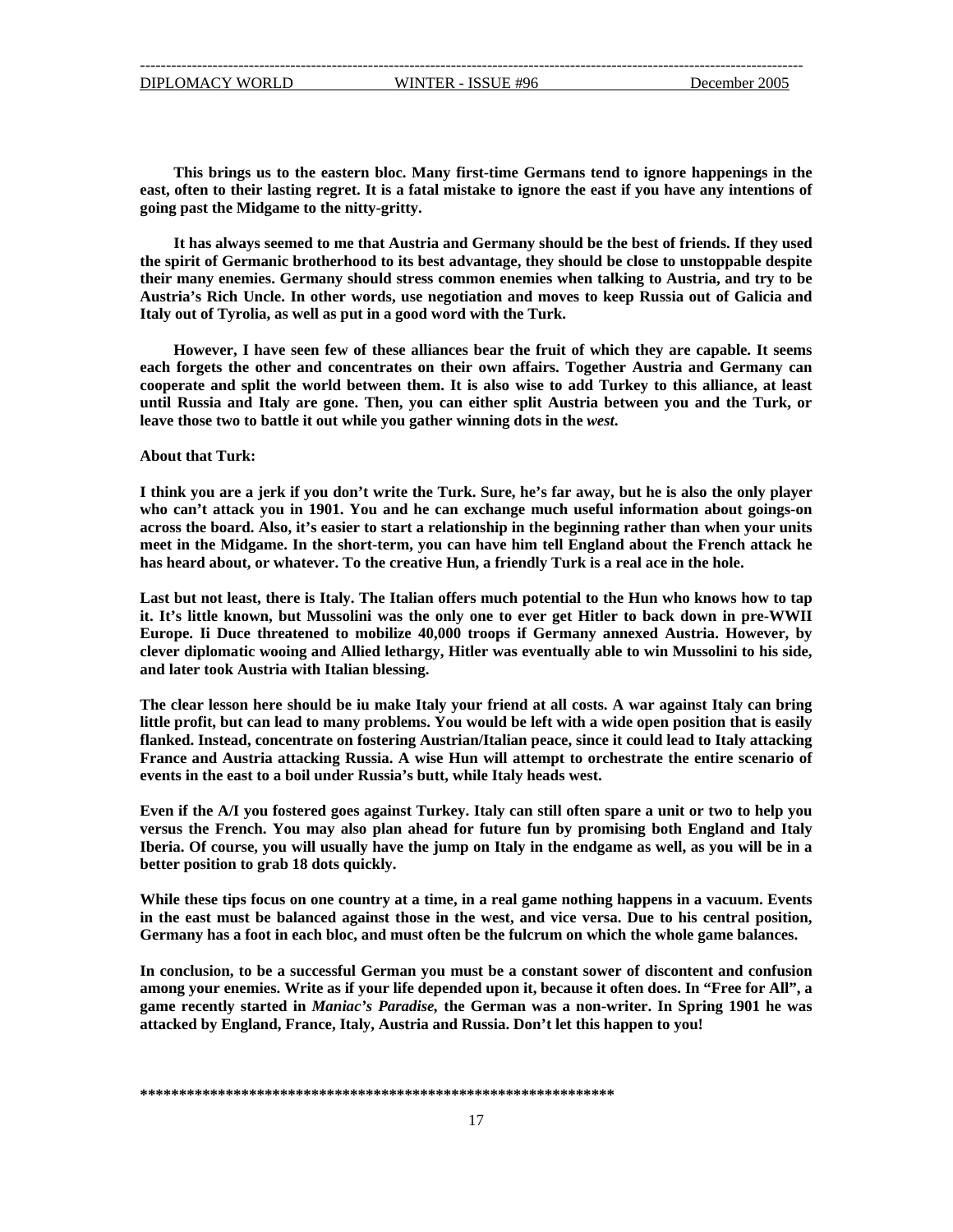**This brings us to the eastern bloc. Many first-time Germans tend to ignore happenings in the east, often to their lasting regret. It is a fatal mistake to ignore the east if you have any intentions of going past the Midgame to the nitty-gritty.**

**It has always seemed to me that Austria and Germany should be the best of friends. If they used the spirit of Germanic brotherhood to its best advantage, they should be close to unstoppable despite their many enemies. Germany should stress common enemies when talking to Austria, and try to be Austria's Rich Uncle. In other words, use negotiation and moves to keep Russia out of Galicia and Italy out of Tyrolia, as well as put in a good word with the Turk.**

**However, I have seen few of these alliances bear the fruit of which they are capable. It seems each forgets the other and concentrates on their own affairs. Together Austria and Germany can cooperate and split the world between them. It is also wise to add Turkey to this alliance, at least until Russia and Italy are gone. Then, you can either split Austria between you and the Turk, or leave those two to battle it out while you gather winning dots in the *west*.**

**About that Turk:**

**I think you are a jerk if you don't write the Turk. Sure, he's far away, but he is also the only player who can't attack you in 1901. You and he can exchange much useful information about goings-on across the board. Also, it's easier to start a relationship in the beginning rather than when your units meet in the Midgame. In the short-term, you can have him tell England about the French attack he has heard about, or whatever. To the creative Hun, a friendly Turk is a real ace in the hole.**

**Last but not least, there is Italy. The Italian offers much potential to the Hun who knows how to tap it. It's little known, but Mussolini was the only one to ever get Hitler to back down in pre-WWII Europe. Ii Duce threatened to mobilize 40,000 troops if Germany annexed Austria. However, by clever diplomatic wooing and Allied lethargy, Hitler was eventually able to win Mussolini to his side, and later took Austria with Italian blessing.**

**The clear lesson here should be iu make Italy your friend at all costs. A war against Italy can bring little profit, but can lead to many problems. You would be left with a wide open position that is easily flanked. Instead, concentrate on fostering Austrian/Italian peace, since it could lead to Italy attacking France and Austria attacking Russia. A wise Hun will attempt to orchestrate the entire scenario of events in the east to a boil under Russia's butt, while Italy heads west.**

**Even if the A/I you fostered goes against Turkey. Italy can still often spare a unit or two to help you versus the French. You may also plan ahead for future fun by promising both England and Italy Iberia. Of course, you will usually have the jump on Italy in the endgame as well, as you will be in a better position to grab 18 dots quickly.**

**While these tips focus on one country at a time, in a real game nothing happens in a vacuum. Events in the east must be balanced against those in the west, and vice versa. Due to his central position, Germany has a foot in each bloc, and must often be the fulcrum on which the whole game balances.**

**In conclusion, to be a successful German you must be a constant sower of discontent and confusion among your enemies. Write as if your life depended upon it, because it often does. In "Free for All", a game recently started in *Maniac's Paradise*, the German was a non-writer. In Spring 1901 he was attacked by England, France, Italy, Austria and Russia. Don't let this happen to you!**

**************************************************************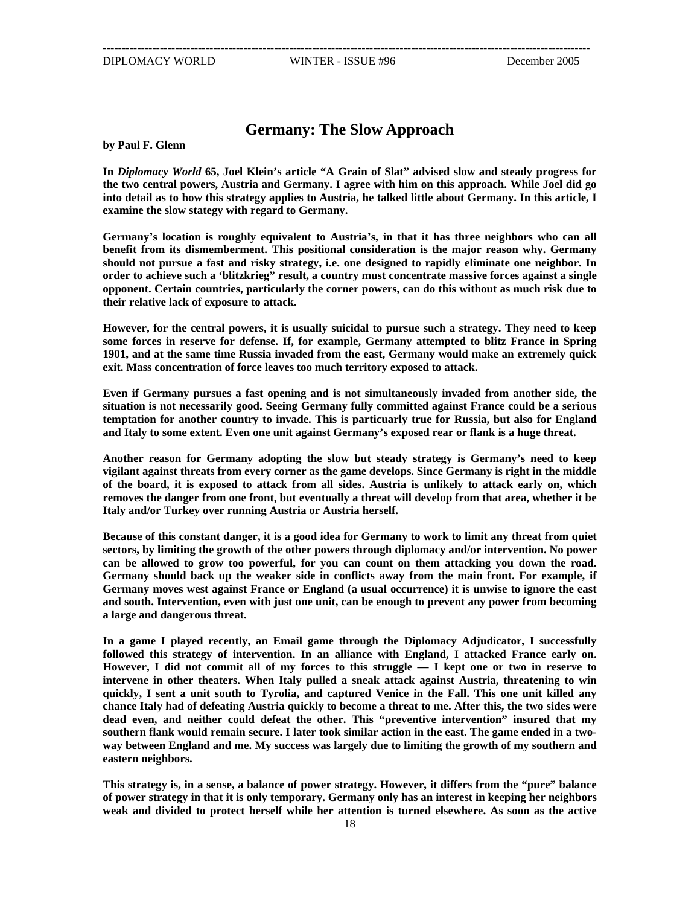# Germany: The Slow Approach

**by Paul F. Glenn**

**In *Diplomacy World* 65, Joel Klein's article "A Grain of Slat" advised slow and steady progress for the two central powers, Austria and Germany. I agree with him on this approach. While Joel did go into detail as to how this strategy applies to Austria, he talked little about Germany. In this article, I examine the slow stategy with regard to Germany.**

**Germany's location is roughly equivalent to Austria's, in that it has three neighbors who can all benefit from its dismemberment. This positional consideration is the major reason why. Germany should not pursue a fast and risky strategy, i.e. one designed to rapidly eliminate one neighbor. In order to achieve such a 'blitzkrieg" result, a country must concentrate massive forces against a single opponent. Certain countries, particularly the corner powers, can do this without as much risk due to their relative lack of exposure to attack.**

**However, for the central powers, it is usually suicidal to pursue such a strategy. They need to keep some forces in reserve for defense. If, for example, Germany attempted to blitz France in Spring 1901, and at the same time Russia invaded from the east, Germany would make an extremely quick exit. Mass concentration of force leaves too much territory exposed to attack.**

**Even if Germany pursues a fast opening and is not simultaneously invaded from another side, the situation is not necessarily good. Seeing Germany fully committed against France could be a serious temptation for another country to invade. This is particuarly true for Russia, but also for England and Italy to some extent. Even one unit against Germany's exposed rear or flank is a huge threat.**

**Another reason for Germany adopting the slow but steady strategy is Germany's need to keep vigilant against threats from every corner as the game develops. Since Germany is right in the middle of the board, it is exposed to attack from all sides. Austria is unlikely to attack early on, which removes the danger from one front, but eventually a threat will develop from that area, whether it be Italy and/or Turkey over running Austria or Austria herself.**

**Because of this constant danger, it is a good idea for Germany to work to limit any threat from quiet sectors, by limiting the growth of the other powers through diplomacy and/or intervention. No power can be allowed to grow too powerful, for you can count on them attacking you down the road. Germany should back up the weaker side in conflicts away from the main front. For example, if Germany moves west against France or England (a usual occurrence) it is unwise to ignore the east and south. Intervention, even with just one unit, can be enough to prevent any power from becoming a large and dangerous threat.**

**In a game I played recently, an Email game through the Diplomacy Adjudicator, I successfully followed this strategy of intervention. In an alliance with England, I attacked France early on. However, I did not commit all of my forces to this struggle — I kept one or two in reserve to intervene in other theaters. When Italy pulled a sneak attack against Austria, threatening to win quickly, I sent a unit south to Tyrolia, and captured Venice in the Fall. This one unit killed any chance Italy had of defeating Austria quickly to become a threat to me. After this, the two sides were dead even, and neither could defeat the other. This "preventive intervention" insured that my southern flank would remain secure. I later took similar action in the east. The game ended in a two-way between England and me. My success was largely due to limiting the growth of my southern and eastern neighbors.**

**This strategy is, in a sense, a balance of power strategy. However, it differs from the "pure" balance of power strategy in that it is only temporary. Germany only has an interest in keeping her neighbors weak and divided to protect herself while her attention is turned elsewhere. As soon as the active**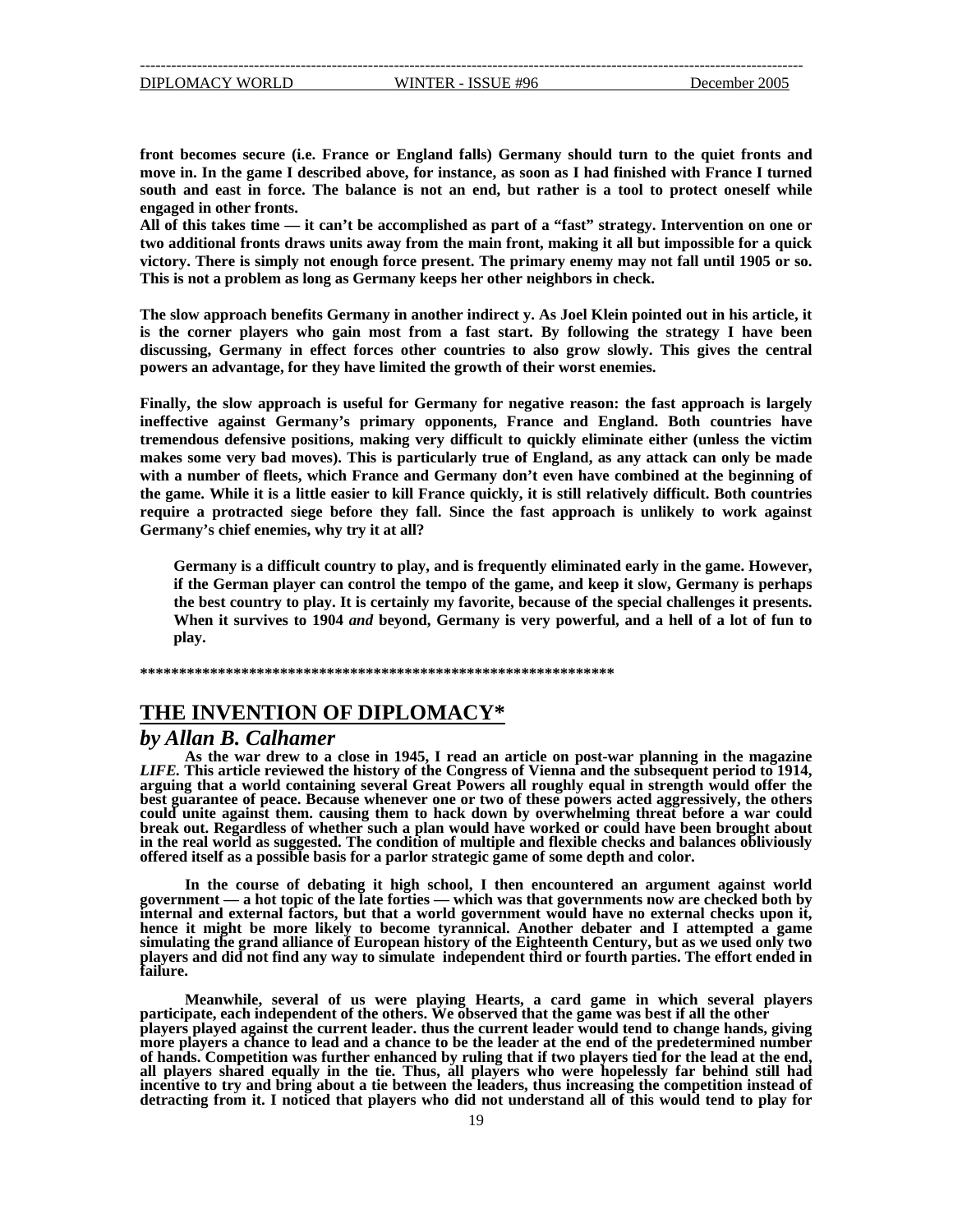**front becomes secure (i.e. France or England falls) Germany should turn to the quiet fronts and move in. In the game I described above, for instance, as soon as I had finished with France I turned south and east in force. The balance is not an end, but rather is a tool to protect oneself while engaged in other fronts.**
**All of this takes time — it can't be accomplished as part of a "fast" strategy. Intervention on one or two additional fronts draws units away from the main front, making it all but impossible for a quick victory. There is simply not enough force present. The primary enemy may not fall until 1905 or so. This is not a problem as long as Germany keeps her other neighbors in check.**

**The slow approach benefits Germany in another indirect y. As Joel Klein pointed out in his article, it is the corner players who gain most from a fast start. By following the strategy I have been discussing, Germany in effect forces other countries to also grow slowly. This gives the central powers an advantage, for they have limited the growth of their worst enemies.**

**Finally, the slow approach is useful for Germany for negative reason: the fast approach is largely ineffective against Germany's primary opponents, France and England. Both countries have tremendous defensive positions, making very difficult to quickly eliminate either (unless the victim makes some very bad moves). This is particularly true of England, as any attack can only be made with a number of fleets, which France and Germany don't even have combined at the beginning of the game. While it is a little easier to kill France quickly, it is still relatively difficult. Both countries require a protracted siege before they fall. Since the fast approach is unlikely to work against Germany's chief enemies, why try it at all?**

> **Germany is a difficult country to play, and is frequently eliminated early in the game. However, if the German player can control the tempo of the game, and keep it slow, Germany is perhaps the best country to play. It is certainly my favorite, because of the special challenges it presents. When it survives to 1904 *and* beyond, Germany is very powerful, and a hell of a lot of fun to play.**

**************************************************************

## THE INVENTION OF DIPLOMACY*

### *by Allan B. Calhamer*

**As the war drew to a close in 1945, I read an article on post-war planning in the magazine *LIFE.* This article reviewed the history of the Congress of Vienna and the subsequent period to 1914, arguing that a world containing several Great Powers all roughly equal in strength would offer the best guarantee of peace. Because whenever one or two of these powers acted aggressively, the others could unite against them. causing them to hack down by overwhelming threat before a war could break out. Regardless of whether such a plan would have worked or could have been brought about in the real world as suggested. The condition of multiple and flexible checks and balances obliviously offered itself as a possible basis for a parlor strategic game of some depth and color.**

**In the course of debating it high school, I then encountered an argument against world government — a hot topic of the late forties — which was that governments now are checked both by internal and external factors, but that a world government would have no external checks upon it, hence it might be more likely to become tyrannical. Another debater and I attempted a game simulating the grand alliance of European history of the Eighteenth Century, but as we used only two players and did not find any way to simulate independent third or fourth parties. The effort ended in failure.**

**Meanwhile, several of us were playing Hearts, a card game in which several players participate, each independent of the others. We observed that the game was best if all the other players played against the current leader. thus the current leader would tend to change hands, giving more players a chance to lead and a chance to be the leader at the end of the predetermined number of hands. Competition was further enhanced by ruling that if two players tied for the lead at the end, all players shared equally in the tie. Thus, all players who were hopelessly far behind still had incentive to try and bring about a tie between the leaders, thus increasing the competition instead of detracting from it. I noticed that players who did not understand all of this would tend to play for**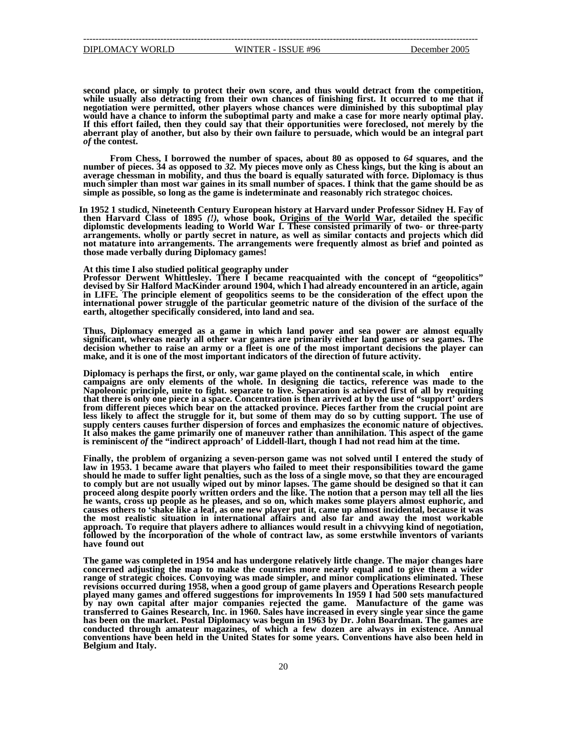**second place, or simply to protect their own score, and thus would detract from the competition, while usually also detracting from their own chances of finishing first. It occurred to me that if negotiation were permitted, other players whose chances were diminished by this suboptimal play would have a chance to inform the suboptimal party and make a case for more nearly optimal play. If this effort failed, then they could say that their opportunities were foreclosed, not merely by the aberrant play of another, but also by their own failure to persuade, which would be an integral part *of* the contest.**

**From Chess, I borrowed the number of spaces, about 80 as opposed to *64* squares, and the number of pieces. 34 as opposed to *32.* My pieces move only as Chess kings, but the king is about an average chessman in mobility, and thus the board is equally saturated with force. Diplomacy is thus much simpler than most war gaines in its small number of spaces. I think that the game should be as simple as possible, so long as the game is indeterminate and reasonably rich strategoc choices.**

**In 1952 1 studicd, Nineteenth Century European history at Harvard under Professor Sidney H. Fay of then Harvard Class of 1895 *(!)*, whose book, Origins of the World War, detailed the specific diplomstic developments leading to World War I. These consisted primarily of two- or three-party arrangements. wholly or partly secret in nature, as well as similar contacts and projects which did not matature into arrangements. The arrangements were frequently almost as brief and pointed as those made verbally during Diplomacy games!**

**At this time I also studied political geography under Professor Derwent Whittlesley. There I became reacquainted with the concept of "geopolitics" devised by Sir Halford MacKinder around 1904, which I had already encountered in an article, again in LIFE. The principle element of geopolitics seems to be the consideration of the effect upon the international power struggle of the particular geometric nature of the division of the surface of the earth, altogether specifically considered, into land and sea.**

**Thus, Diplomacy emerged as a game in which land power and sea power are almost equally significant, whereas nearly all other war games are primarily either land games or sea games. The decision whether to raise an army or a fleet is one of the most important decisions the player can make, and it is one of the most important indicators of the direction of future activity.**

**Diplomacy is perhaps the first, or only, war game played on the continental scale, in which entire campaigns are only elements of the whole. In designing die tactics, reference was made to the Napoleonic principle, unite to fight. separate to live. Separation is achieved first of all by requiting that there is only one piece in a space. Concentration is then arrived at by the use of "support' orders from different pieces which bear on the attacked province. Pieces farther from the crucial point are less likely to affect the struggle for it, but some of them may do so by cutting support. The use of supply centers causes further dispersion of forces and emphasizes the economic nature of objectives. It also makes the game primarily one of maneuver rather than annihilation. This aspect of the game is reminiscent *of* the "indirect approach' of Liddell-llart, though I had not read him at the time.**

**Finally, the problem of organizing a seven-person game was not solved until I entered the study of law in 1953. 1 became aware that players who failed to meet their responsibilities toward the game should he made to suffer light penalties, such as the loss of a single move, so that they are encouraged to comply but are not usually wiped out by minor lapses. The game should be designed so that it can proceed along despite poorly written orders and the like. The notion that a person may tell all the lies he wants, cross up people as he pleases, and so on, which makes some players almost euphoric, and causes others to 'shake like a leaf, as one new player put it, came up almost incidental, because it was the most realistic situation in international affairs and also far and away the most workable approach. To require that players adhere to alliances would result in a chivvying kind of negotiation, followed by the incorporation of the whole of contract law, as some erstwhile inventors of variants have found out**

**The game was completed in 1954 and has undergone relatively little change. The major changes hare concerned adjusting the map to make the countries more nearly equal and to give them a wider range of strategic choices. Convoying was made simpler, and minor complications eliminated. These revisions occurred during 1958, when a good group of game players and Operations Research people played many games and offered suggestions for improvements In 1959 I had 500 sets manufactured by nay own capital after major companies rejected the game. Manufacture of the game was transferred to Gaines Research, Inc. in 1960. Sales have increased in every single year since the game has been on the market. Postal Diplomacy was begun in 1963 by Dr. John Boardman. The games are conducted through amateur magazines, of which a few dozen are always in existence. Annual conventions have been held in the United States for some years. Conventions have also been held in Belgium and Italy.**